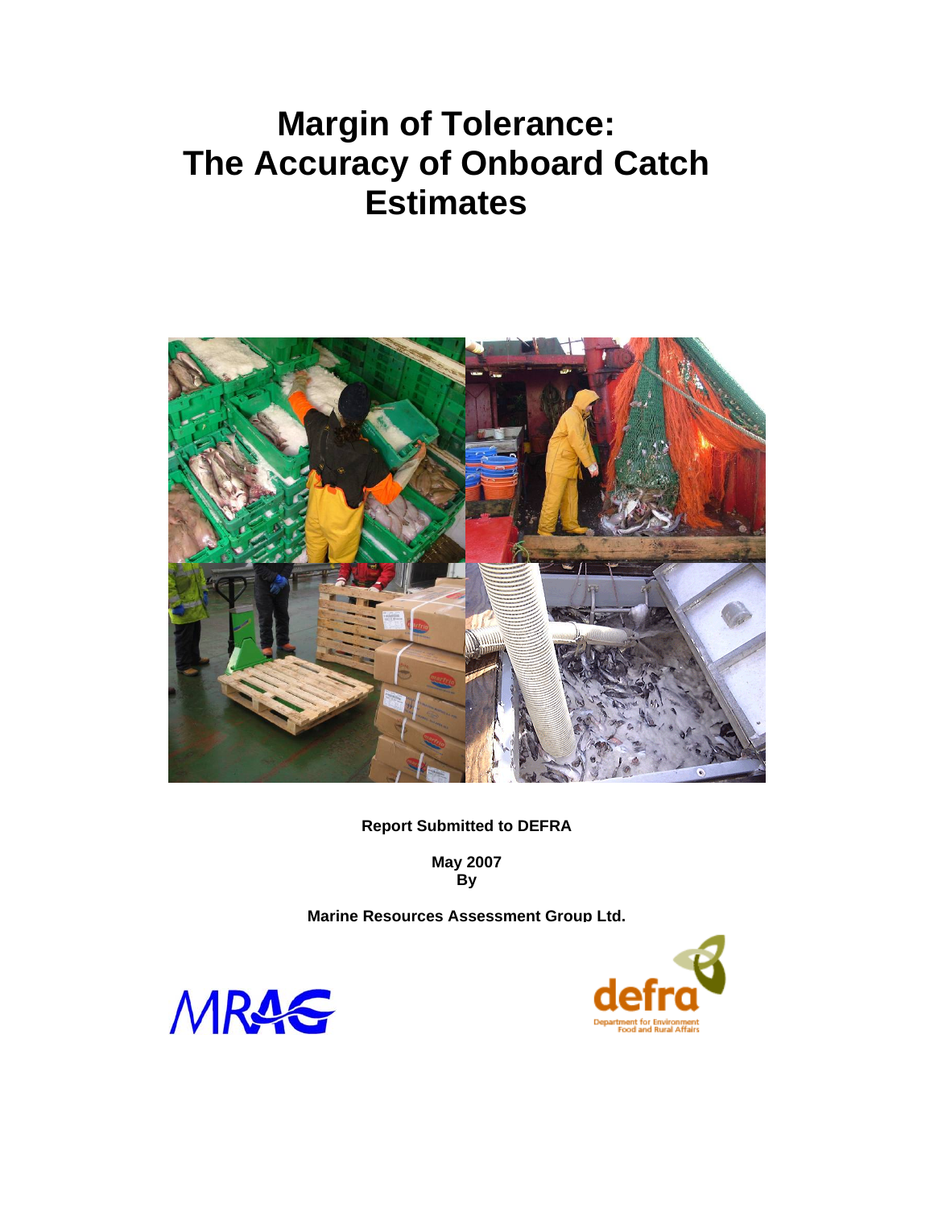# Margin of Tolerance: The Accuracy of Onboard Catch Estimates

**Report Submitted to DEFRA**

**May 2007**
**By**

**Marine Resources Assessment Group Ltd.**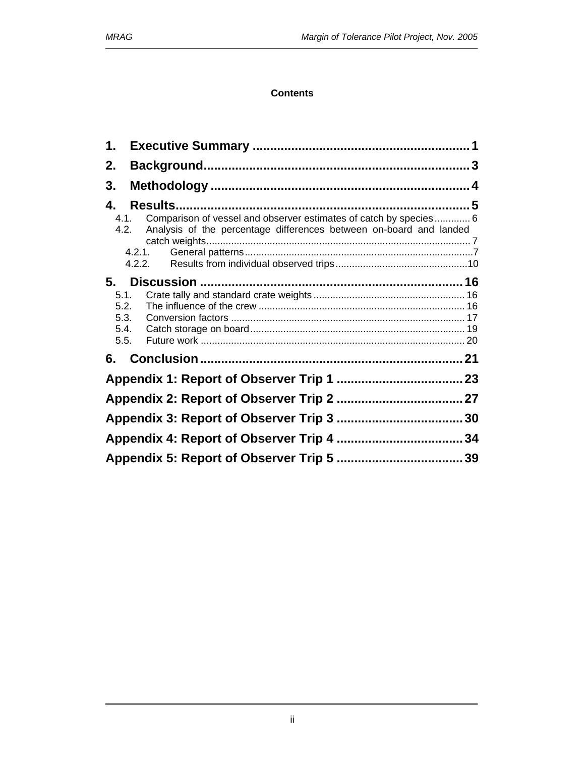**Contents**

1. **Executive Summary** ............................................................. 1
2. **Background** ............................................................. 3
3. **Methodology** ............................................................. 4
4. **Results** ............................................................. 5
   - 4.1. Comparison of vessel and observer estimates of catch by species ............. 6
   - 4.2. Analysis of the percentage differences between on-board and landed catch weights ............. 7
     - 4.2.1. General patterns ............. 7
     - 4.2.2. Results from individual observed trips ............. 10
5. **Discussion** ............................................................. 16
   - 5.1. Crate tally and standard crate weights ............. 16
   - 5.2. The influence of the crew ............. 16
   - 5.3. Conversion factors ............. 17
   - 5.4. Catch storage on board ............. 19
   - 5.5. Future work ............. 20
6. **Conclusion** ............................................................. 21

**Appendix 1: Report of Observer Trip 1** ............................................................. 23

**Appendix 2: Report of Observer Trip 2** ............................................................. 27

**Appendix 3: Report of Observer Trip 3** ............................................................. 30

**Appendix 4: Report of Observer Trip 4** ............................................................. 34

**Appendix 5: Report of Observer Trip 5** ............................................................. 39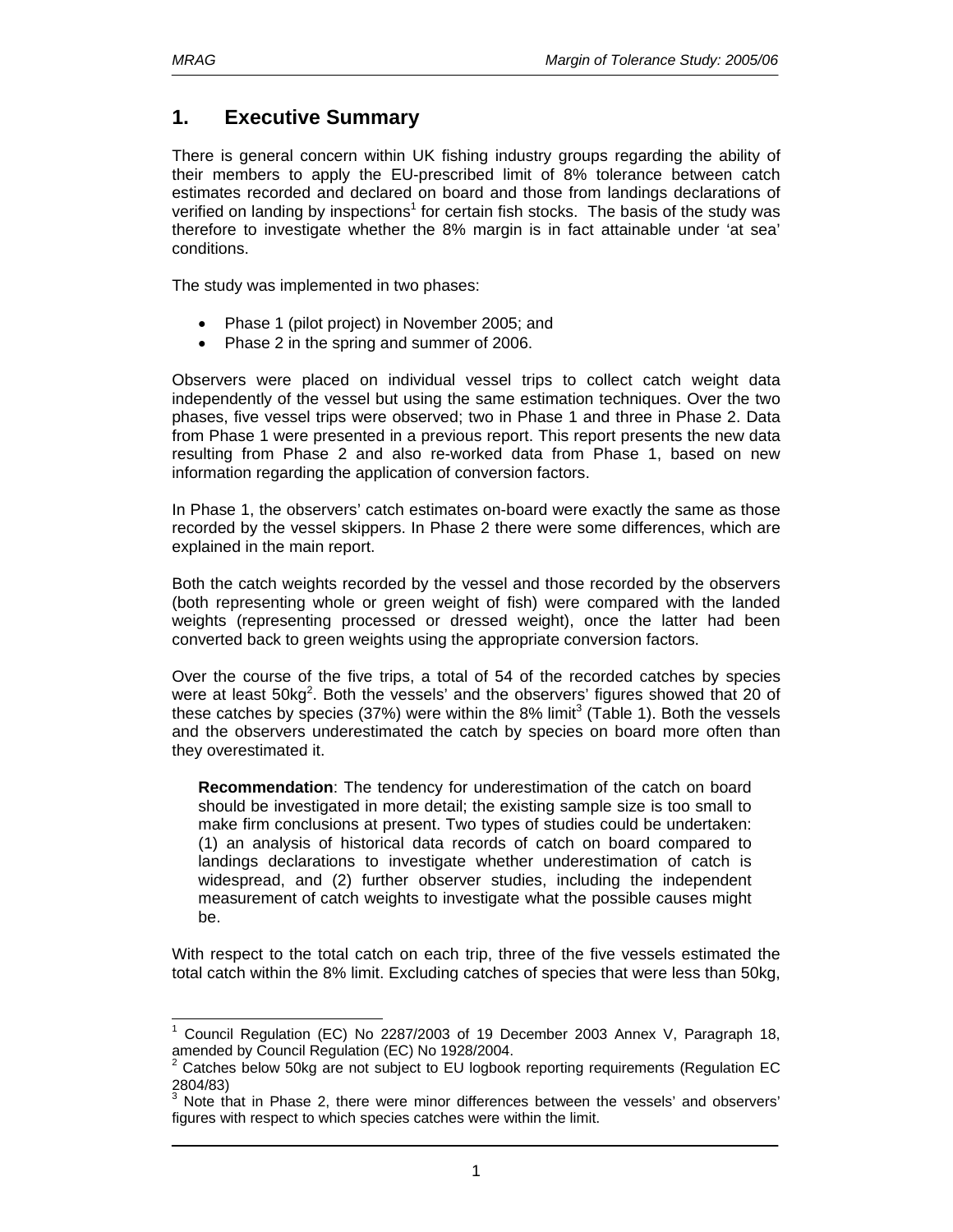# 1. Executive Summary

There is general concern within UK fishing industry groups regarding the ability of their members to apply the EU-prescribed limit of 8% tolerance between catch estimates recorded and declared on board and those from landings declarations of verified on landing by inspections[1] for certain fish stocks. The basis of the study was therefore to investigate whether the 8% margin is in fact attainable under 'at sea' conditions.

The study was implemented in two phases:

- Phase 1 (pilot project) in November 2005; and
- Phase 2 in the spring and summer of 2006.

Observers were placed on individual vessel trips to collect catch weight data independently of the vessel but using the same estimation techniques. Over the two phases, five vessel trips were observed; two in Phase 1 and three in Phase 2. Data from Phase 1 were presented in a previous report. This report presents the new data resulting from Phase 2 and also re-worked data from Phase 1, based on new information regarding the application of conversion factors.

In Phase 1, the observers' catch estimates on-board were exactly the same as those recorded by the vessel skippers. In Phase 2 there were some differences, which are explained in the main report.

Both the catch weights recorded by the vessel and those recorded by the observers (both representing whole or green weight of fish) were compared with the landed weights (representing processed or dressed weight), once the latter had been converted back to green weights using the appropriate conversion factors.

Over the course of the five trips, a total of 54 of the recorded catches by species were at least 50kg[2]. Both the vessels' and the observers' figures showed that 20 of these catches by species (37%) were within the 8% limit[3] (Table 1). Both the vessels and the observers underestimated the catch by species on board more often than they overestimated it.

> **Recommendation**: The tendency for underestimation of the catch on board should be investigated in more detail; the existing sample size is too small to make firm conclusions at present. Two types of studies could be undertaken: (1) an analysis of historical data records of catch on board compared to landings declarations to investigate whether underestimation of catch is widespread, and (2) further observer studies, including the independent measurement of catch weights to investigate what the possible causes might be.

With respect to the total catch on each trip, three of the five vessels estimated the total catch within the 8% limit. Excluding catches of species that were less than 50kg,

---

[1] Council Regulation (EC) No 2287/2003 of 19 December 2003 Annex V, Paragraph 18, amended by Council Regulation (EC) No 1928/2004.

[2] Catches below 50kg are not subject to EU logbook reporting requirements (Regulation EC 2804/83)

[3] Note that in Phase 2, there were minor differences between the vessels' and observers' figures with respect to which species catches were within the limit.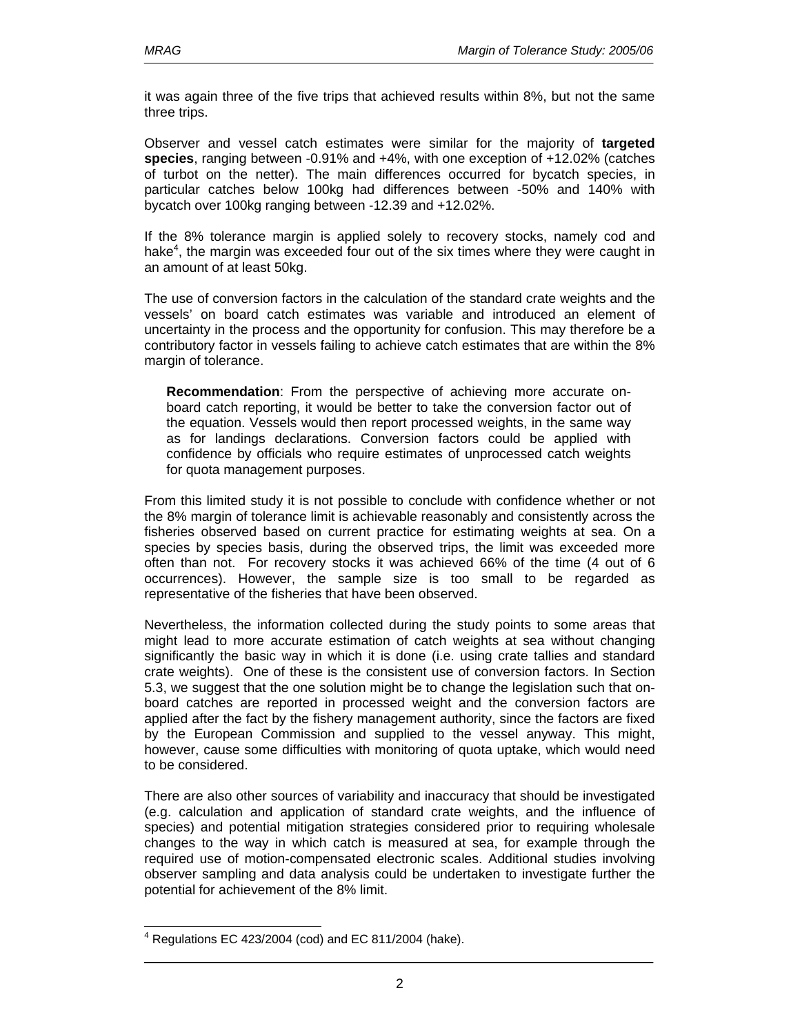it was again three of the five trips that achieved results within 8%, but not the same three trips.

Observer and vessel catch estimates were similar for the majority of **targeted species**, ranging between -0.91% and +4%, with one exception of +12.02% (catches of turbot on the netter). The main differences occurred for bycatch species, in particular catches below 100kg had differences between -50% and 140% with bycatch over 100kg ranging between -12.39 and +12.02%.

If the 8% tolerance margin is applied solely to recovery stocks, namely cod and hake[4], the margin was exceeded four out of the six times where they were caught in an amount of at least 50kg.

The use of conversion factors in the calculation of the standard crate weights and the vessels' on board catch estimates was variable and introduced an element of uncertainty in the process and the opportunity for confusion. This may therefore be a contributory factor in vessels failing to achieve catch estimates that are within the 8% margin of tolerance.

> **Recommendation**: From the perspective of achieving more accurate on-board catch reporting, it would be better to take the conversion factor out of the equation. Vessels would then report processed weights, in the same way as for landings declarations. Conversion factors could be applied with confidence by officials who require estimates of unprocessed catch weights for quota management purposes.

From this limited study it is not possible to conclude with confidence whether or not the 8% margin of tolerance limit is achievable reasonably and consistently across the fisheries observed based on current practice for estimating weights at sea. On a species by species basis, during the observed trips, the limit was exceeded more often than not. For recovery stocks it was achieved 66% of the time (4 out of 6 occurrences). However, the sample size is too small to be regarded as representative of the fisheries that have been observed.

Nevertheless, the information collected during the study points to some areas that might lead to more accurate estimation of catch weights at sea without changing significantly the basic way in which it is done (i.e. using crate tallies and standard crate weights). One of these is the consistent use of conversion factors. In Section 5.3, we suggest that the one solution might be to change the legislation such that on-board catches are reported in processed weight and the conversion factors are applied after the fact by the fishery management authority, since the factors are fixed by the European Commission and supplied to the vessel anyway. This might, however, cause some difficulties with monitoring of quota uptake, which would need to be considered.

There are also other sources of variability and inaccuracy that should be investigated (e.g. calculation and application of standard crate weights, and the influence of species) and potential mitigation strategies considered prior to requiring wholesale changes to the way in which catch is measured at sea, for example through the required use of motion-compensated electronic scales. Additional studies involving observer sampling and data analysis could be undertaken to investigate further the potential for achievement of the 8% limit.

---

[4] Regulations EC 423/2004 (cod) and EC 811/2004 (hake).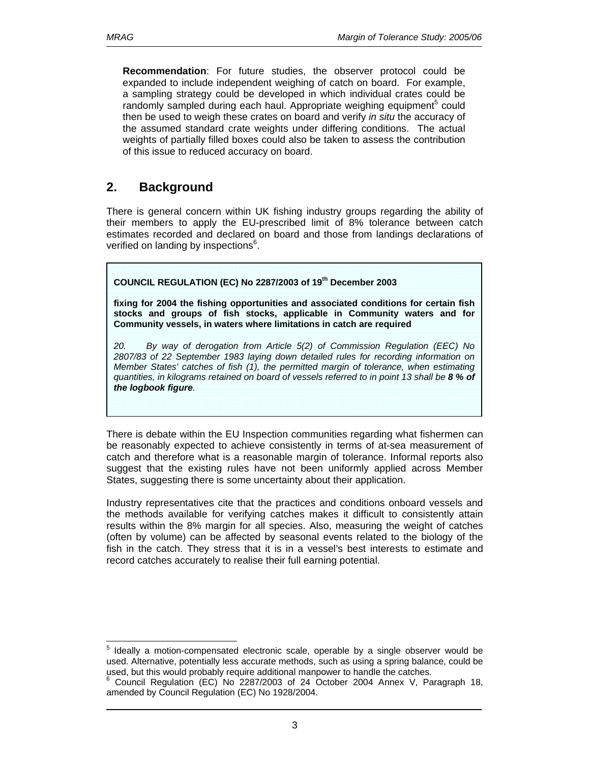**Recommendation**: For future studies, the observer protocol could be expanded to include independent weighing of catch on board. For example, a sampling strategy could be developed in which individual crates could be randomly sampled during each haul. Appropriate weighing equipment[5] could then be used to weigh these crates on board and verify *in situ* the accuracy of the assumed standard crate weights under differing conditions. The actual weights of partially filled boxes could also be taken to assess the contribution of this issue to reduced accuracy on board.

## 2. Background

There is general concern within UK fishing industry groups regarding the ability of their members to apply the EU-prescribed limit of 8% tolerance between catch estimates recorded and declared on board and those from landings declarations of verified on landing by inspections[6].

> **COUNCIL REGULATION (EC) No 2287/2003 of 19th December 2003**
>
> **fixing for 2004 the fishing opportunities and associated conditions for certain fish stocks and groups of fish stocks, applicable in Community waters and for Community vessels, in waters where limitations in catch are required**
>
> *20. By way of derogation from Article 5(2) of Commission Regulation (EEC) No 2807/83 of 22 September 1983 laying down detailed rules for recording information on Member States' catches of fish (1), the permitted margin of tolerance, when estimating quantities, in kilograms retained on board of vessels referred to in point 13 shall be* ***8 % of the logbook figure****.*

There is debate within the EU Inspection communities regarding what fishermen can be reasonably expected to achieve consistently in terms of at-sea measurement of catch and therefore what is a reasonable margin of tolerance. Informal reports also suggest that the existing rules have not been uniformly applied across Member States, suggesting there is some uncertainty about their application.

Industry representatives cite that the practices and conditions onboard vessels and the methods available for verifying catches makes it difficult to consistently attain results within the 8% margin for all species. Also, measuring the weight of catches (often by volume) can be affected by seasonal events related to the biology of the fish in the catch. They stress that it is in a vessel's best interests to estimate and record catches accurately to realise their full earning potential.

---

[5] Ideally a motion-compensated electronic scale, operable by a single observer would be used. Alternative, potentially less accurate methods, such as using a spring balance, could be used, but this would probably require additional manpower to handle the catches.

[6] Council Regulation (EC) No 2287/2003 of 24 October 2004 Annex V, Paragraph 18, amended by Council Regulation (EC) No 1928/2004.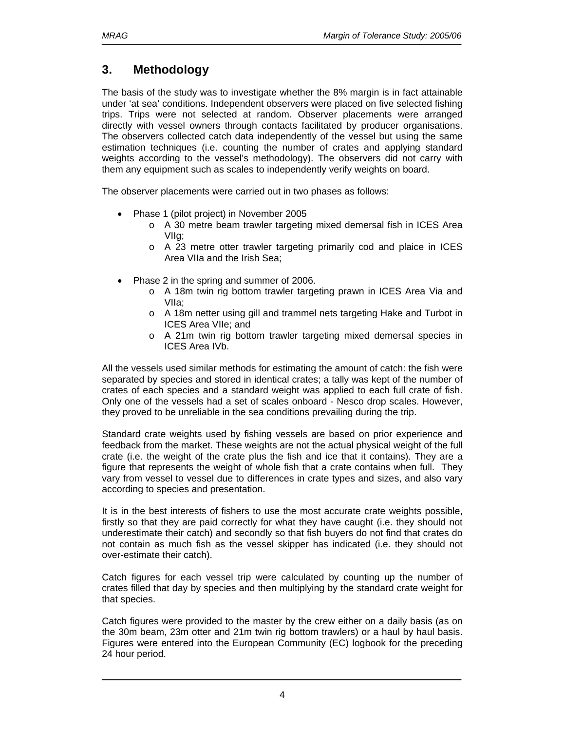## 3. Methodology

The basis of the study was to investigate whether the 8% margin is in fact attainable under 'at sea' conditions. Independent observers were placed on five selected fishing trips. Trips were not selected at random. Observer placements were arranged directly with vessel owners through contacts facilitated by producer organisations. The observers collected catch data independently of the vessel but using the same estimation techniques (i.e. counting the number of crates and applying standard weights according to the vessel's methodology). The observers did not carry with them any equipment such as scales to independently verify weights on board.

The observer placements were carried out in two phases as follows:

- Phase 1 (pilot project) in November 2005
  - A 30 metre beam trawler targeting mixed demersal fish in ICES Area VIIg;
  - A 23 metre otter trawler targeting primarily cod and plaice in ICES Area VIIa and the Irish Sea;
- Phase 2 in the spring and summer of 2006.
  - A 18m twin rig bottom trawler targeting prawn in ICES Area Via and VIIa;
  - A 18m netter using gill and trammel nets targeting Hake and Turbot in ICES Area VIIe; and
  - A 21m twin rig bottom trawler targeting mixed demersal species in ICES Area IVb.

All the vessels used similar methods for estimating the amount of catch: the fish were separated by species and stored in identical crates; a tally was kept of the number of crates of each species and a standard weight was applied to each full crate of fish. Only one of the vessels had a set of scales onboard - Nesco drop scales. However, they proved to be unreliable in the sea conditions prevailing during the trip.

Standard crate weights used by fishing vessels are based on prior experience and feedback from the market. These weights are not the actual physical weight of the full crate (i.e. the weight of the crate plus the fish and ice that it contains). They are a figure that represents the weight of whole fish that a crate contains when full. They vary from vessel to vessel due to differences in crate types and sizes, and also vary according to species and presentation.

It is in the best interests of fishers to use the most accurate crate weights possible, firstly so that they are paid correctly for what they have caught (i.e. they should not underestimate their catch) and secondly so that fish buyers do not find that crates do not contain as much fish as the vessel skipper has indicated (i.e. they should not over-estimate their catch).

Catch figures for each vessel trip were calculated by counting up the number of crates filled that day by species and then multiplying by the standard crate weight for that species.

Catch figures were provided to the master by the crew either on a daily basis (as on the 30m beam, 23m otter and 21m twin rig bottom trawlers) or a haul by haul basis. Figures were entered into the European Community (EC) logbook for the preceding 24 hour period.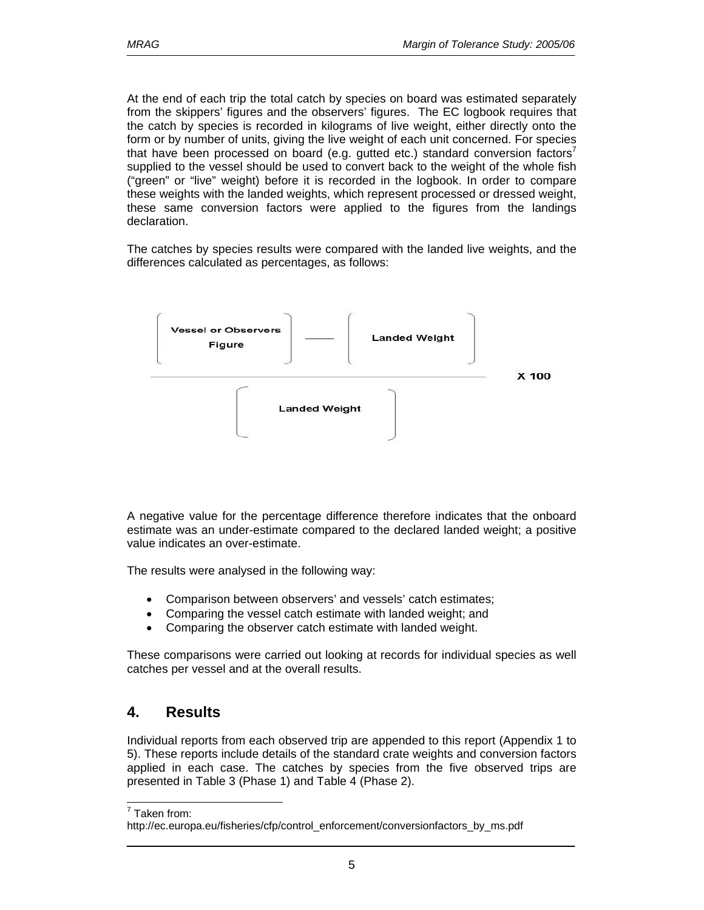At the end of each trip the total catch by species on board was estimated separately from the skippers' figures and the observers' figures. The EC logbook requires that the catch by species is recorded in kilograms of live weight, either directly onto the form or by number of units, giving the live weight of each unit concerned. For species that have been processed on board (e.g. gutted etc.) standard conversion factors[7] supplied to the vessel should be used to convert back to the weight of the whole fish ("green" or "live" weight) before it is recorded in the logbook. In order to compare these weights with the landed weights, which represent processed or dressed weight, these same conversion factors were applied to the figures from the landings declaration.

The catches by species results were compared with the landed live weights, and the differences calculated as percentages, as follows:

$$\frac{\left(\text{Vessel or Observers Figure}\right) - \left(\text{Landed Weight}\right)}{\left(\text{Landed Weight}\right)} \times 100$$

A negative value for the percentage difference therefore indicates that the onboard estimate was an under-estimate compared to the declared landed weight; a positive value indicates an over-estimate.

The results were analysed in the following way:

- Comparison between observers' and vessels' catch estimates;
- Comparing the vessel catch estimate with landed weight; and
- Comparing the observer catch estimate with landed weight.

These comparisons were carried out looking at records for individual species as well catches per vessel and at the overall results.

## 4. Results

Individual reports from each observed trip are appended to this report (Appendix 1 to 5). These reports include details of the standard crate weights and conversion factors applied in each case. The catches by species from the five observed trips are presented in Table 3 (Phase 1) and Table 4 (Phase 2).

[7] Taken from:
http://ec.europa.eu/fisheries/cfp/control_enforcement/conversionfactors_by_ms.pdf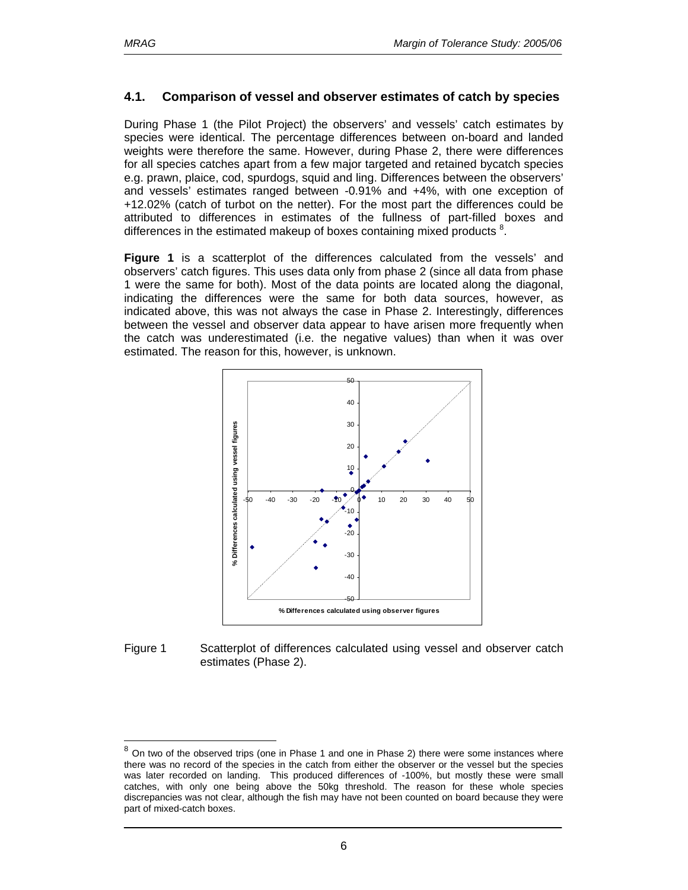### 4.1. Comparison of vessel and observer estimates of catch by species

During Phase 1 (the Pilot Project) the observers' and vessels' catch estimates by species were identical. The percentage differences between on-board and landed weights were therefore the same. However, during Phase 2, there were differences for all species catches apart from a few major targeted and retained bycatch species e.g. prawn, plaice, cod, spurdogs, squid and ling. Differences between the observers' and vessels' estimates ranged between -0.91% and +4%, with one exception of +12.02% (catch of turbot on the netter). For the most part the differences could be attributed to differences in estimates of the fullness of part-filled boxes and differences in the estimated makeup of boxes containing mixed products [8].

**Figure 1** is a scatterplot of the differences calculated from the vessels' and observers' catch figures. This uses data only from phase 2 (since all data from phase 1 were the same for both). Most of the data points are located along the diagonal, indicating the differences were the same for both data sources, however, as indicated above, this was not always the case in Phase 2. Interestingly, differences between the vessel and observer data appear to have arisen more frequently when the catch was underestimated (i.e. the negative values) than when it was over estimated. The reason for this, however, is unknown.

Figure 1 Scatterplot of differences calculated using vessel and observer catch estimates (Phase 2).

[8] On two of the observed trips (one in Phase 1 and one in Phase 2) there were some instances where there was no record of the species in the catch from either the observer or the vessel but the species was later recorded on landing. This produced differences of -100%, but mostly these were small catches, with only one being above the 50kg threshold. The reason for these whole species discrepancies was not clear, although the fish may have not been counted on board because they were part of mixed-catch boxes.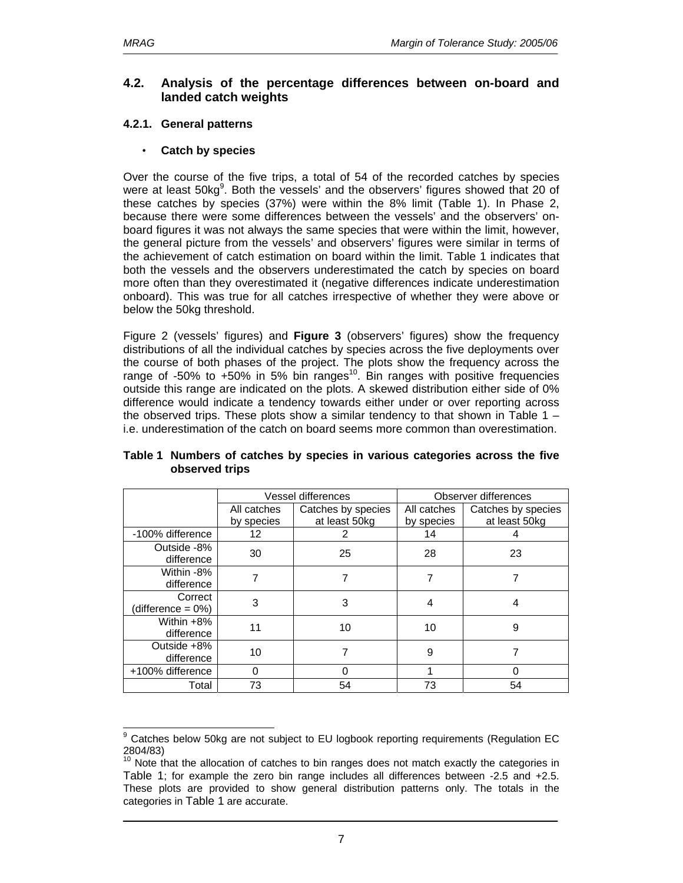## 4.2. Analysis of the percentage differences between on-board and landed catch weights

### 4.2.1. General patterns

- **Catch by species**

Over the course of the five trips, a total of 54 of the recorded catches by species were at least 50kg[9]. Both the vessels' and the observers' figures showed that 20 of these catches by species (37%) were within the 8% limit (Table 1). In Phase 2, because there were some differences between the vessels' and the observers' on-board figures it was not always the same species that were within the limit, however, the general picture from the vessels' and observers' figures were similar in terms of the achievement of catch estimation on board within the limit. Table 1 indicates that both the vessels and the observers underestimated the catch by species on board more often than they overestimated it (negative differences indicate underestimation onboard). This was true for all catches irrespective of whether they were above or below the 50kg threshold.

Figure 2 (vessels' figures) and **Figure 3** (observers' figures) show the frequency distributions of all the individual catches by species across the five deployments over the course of both phases of the project. The plots show the frequency across the range of -50% to +50% in 5% bin ranges[10]. Bin ranges with positive frequencies outside this range are indicated on the plots. A skewed distribution either side of 0% difference would indicate a tendency towards either under or over reporting across the observed trips. These plots show a similar tendency to that shown in Table 1 – i.e. underestimation of the catch on board seems more common than overestimation.

**Table 1 Numbers of catches by species in various categories across the five observed trips**

| | Vessel differences | | Observer differences | |
|---|---|---|---|---|
| | All catches by species | Catches by species at least 50kg | All catches by species | Catches by species at least 50kg |
| -100% difference | 12 | 2 | 14 | 4 |
| Outside -8% difference | 30 | 25 | 28 | 23 |
| Within -8% difference | 7 | 7 | 7 | 7 |
| Correct (difference = 0%) | 3 | 3 | 4 | 4 |
| Within +8% difference | 11 | 10 | 10 | 9 |
| Outside +8% difference | 10 | 7 | 9 | 7 |
| +100% difference | 0 | 0 | 1 | 0 |
| Total | 73 | 54 | 73 | 54 |

[9] Catches below 50kg are not subject to EU logbook reporting requirements (Regulation EC 2804/83)

[10] Note that the allocation of catches to bin ranges does not match exactly the categories in Table 1; for example the zero bin range includes all differences between -2.5 and +2.5. These plots are provided to show general distribution patterns only. The totals in the categories in Table 1 are accurate.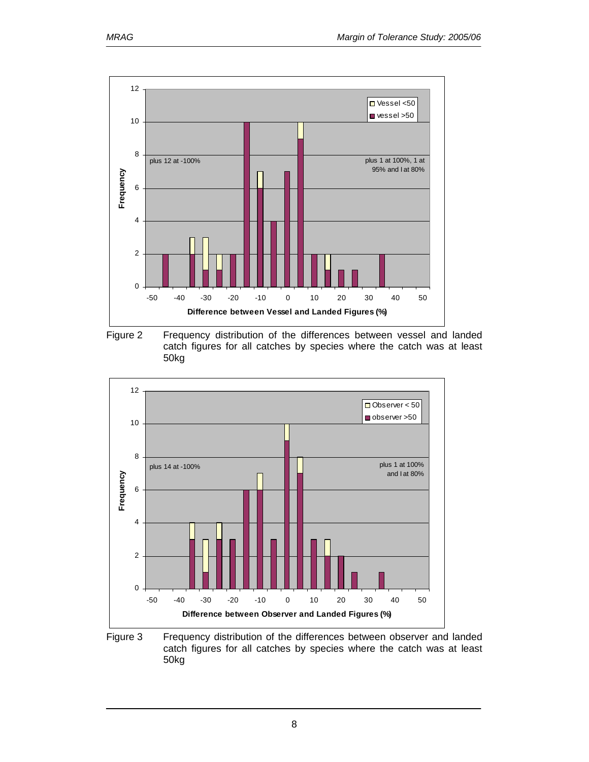Figure 2 Frequency distribution of the differences between vessel and landed catch figures for all catches by species where the catch was at least 50kg

Figure 3 Frequency distribution of the differences between observer and landed catch figures for all catches by species where the catch was at least 50kg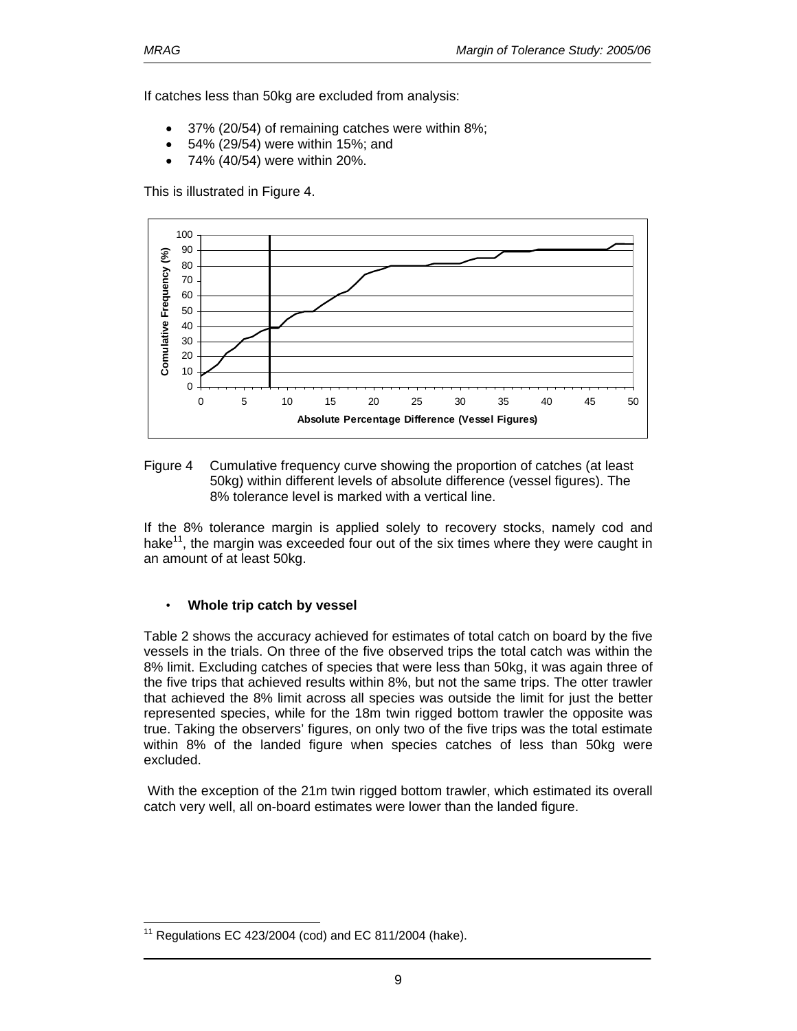If catches less than 50kg are excluded from analysis:

- 37% (20/54) of remaining catches were within 8%;
- 54% (29/54) were within 15%; and
- 74% (40/54) were within 20%.

This is illustrated in Figure 4.

Figure 4 Cumulative frequency curve showing the proportion of catches (at least 50kg) within different levels of absolute difference (vessel figures). The 8% tolerance level is marked with a vertical line.

If the 8% tolerance margin is applied solely to recovery stocks, namely cod and hake[11], the margin was exceeded four out of the six times where they were caught in an amount of at least 50kg.

- **Whole trip catch by vessel**

Table 2 shows the accuracy achieved for estimates of total catch on board by the five vessels in the trials. On three of the five observed trips the total catch was within the 8% limit. Excluding catches of species that were less than 50kg, it was again three of the five trips that achieved results within 8%, but not the same trips. The otter trawler that achieved the 8% limit across all species was outside the limit for just the better represented species, while for the 18m twin rigged bottom trawler the opposite was true. Taking the observers' figures, on only two of the five trips was the total estimate within 8% of the landed figure when species catches of less than 50kg were excluded.

With the exception of the 21m twin rigged bottom trawler, which estimated its overall catch very well, all on-board estimates were lower than the landed figure.

[11] Regulations EC 423/2004 (cod) and EC 811/2004 (hake).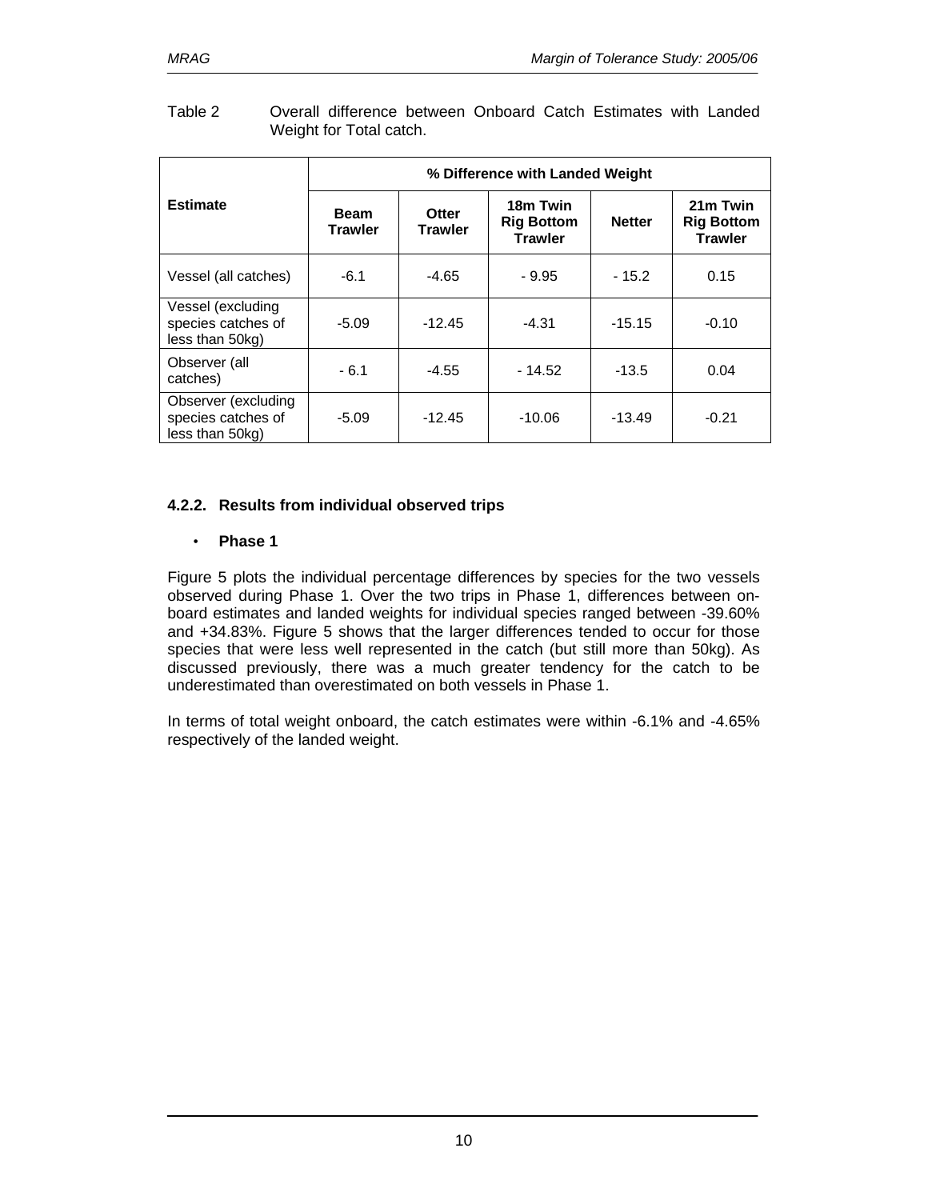Table 2 Overall difference between Onboard Catch Estimates with Landed Weight for Total catch.

| Estimate | % Difference with Landed Weight | | | | |
|---|---|---|---|---|---|
| | **Beam Trawler** | **Otter Trawler** | **18m Twin Rig Bottom Trawler** | **Netter** | **21m Twin Rig Bottom Trawler** |
| Vessel (all catches) | -6.1 | -4.65 | - 9.95 | - 15.2 | 0.15 |
| Vessel (excluding species catches of less than 50kg) | -5.09 | -12.45 | -4.31 | -15.15 | -0.10 |
| Observer (all catches) | - 6.1 | -4.55 | - 14.52 | -13.5 | 0.04 |
| Observer (excluding species catches of less than 50kg) | -5.09 | -12.45 | -10.06 | -13.49 | -0.21 |

#### 4.2.2. Results from individual observed trips

- **Phase 1**

Figure 5 plots the individual percentage differences by species for the two vessels observed during Phase 1. Over the two trips in Phase 1, differences between on-board estimates and landed weights for individual species ranged between -39.60% and +34.83%. Figure 5 shows that the larger differences tended to occur for those species that were less well represented in the catch (but still more than 50kg). As discussed previously, there was a much greater tendency for the catch to be underestimated than overestimated on both vessels in Phase 1.

In terms of total weight onboard, the catch estimates were within -6.1% and -4.65% respectively of the landed weight.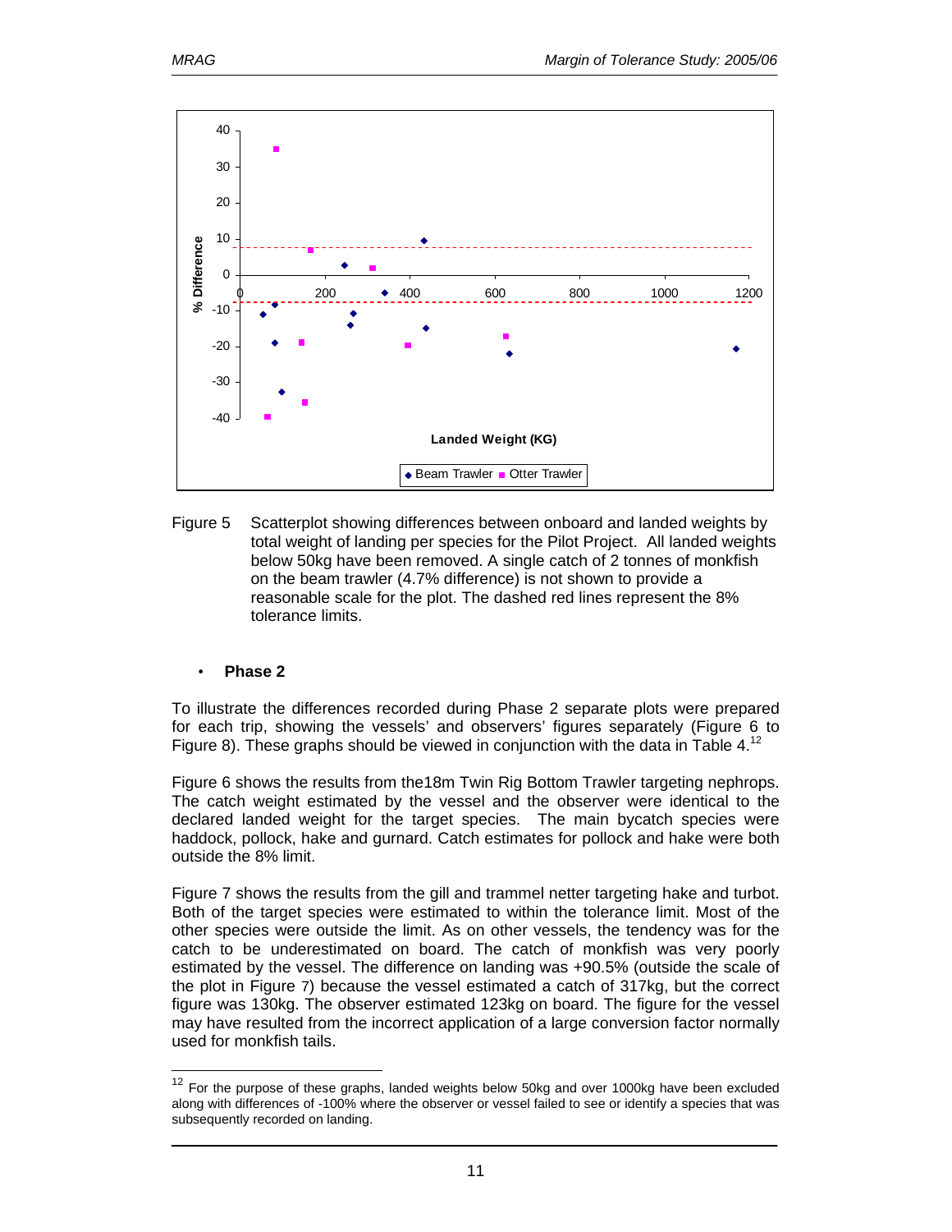Figure 5 Scatterplot showing differences between onboard and landed weights by total weight of landing per species for the Pilot Project. All landed weights below 50kg have been removed. A single catch of 2 tonnes of monkfish on the beam trawler (4.7% difference) is not shown to provide a reasonable scale for the plot. The dashed red lines represent the 8% tolerance limits.

- **Phase 2**

To illustrate the differences recorded during Phase 2 separate plots were prepared for each trip, showing the vessels' and observers' figures separately (Figure 6 to Figure 8). These graphs should be viewed in conjunction with the data in Table 4.[12]

Figure 6 shows the results from the18m Twin Rig Bottom Trawler targeting nephrops. The catch weight estimated by the vessel and the observer were identical to the declared landed weight for the target species. The main bycatch species were haddock, pollock, hake and gurnard. Catch estimates for pollock and hake were both outside the 8% limit.

Figure 7 shows the results from the gill and trammel netter targeting hake and turbot. Both of the target species were estimated to within the tolerance limit. Most of the other species were outside the limit. As on other vessels, the tendency was for the catch to be underestimated on board. The catch of monkfish was very poorly estimated by the vessel. The difference on landing was +90.5% (outside the scale of the plot in Figure 7) because the vessel estimated a catch of 317kg, but the correct figure was 130kg. The observer estimated 123kg on board. The figure for the vessel may have resulted from the incorrect application of a large conversion factor normally used for monkfish tails.

[12] For the purpose of these graphs, landed weights below 50kg and over 1000kg have been excluded along with differences of -100% where the observer or vessel failed to see or identify a species that was subsequently recorded on landing.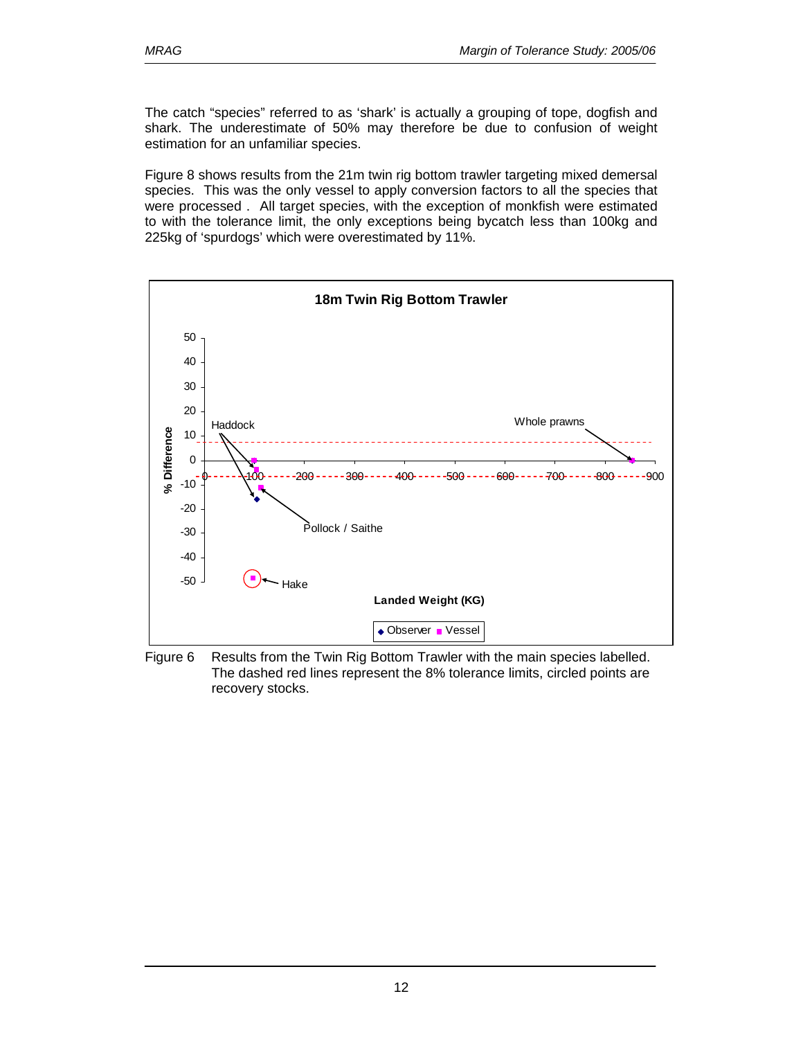The catch "species" referred to as 'shark' is actually a grouping of tope, dogfish and shark. The underestimate of 50% may therefore be due to confusion of weight estimation for an unfamiliar species.

Figure 8 shows results from the 21m twin rig bottom trawler targeting mixed demersal species. This was the only vessel to apply conversion factors to all the species that were processed . All target species, with the exception of monkfish were estimated to with the tolerance limit, the only exceptions being bycatch less than 100kg and 225kg of 'spurdogs' which were overestimated by 11%.

Figure 6 Results from the Twin Rig Bottom Trawler with the main species labelled. The dashed red lines represent the 8% tolerance limits, circled points are recovery stocks.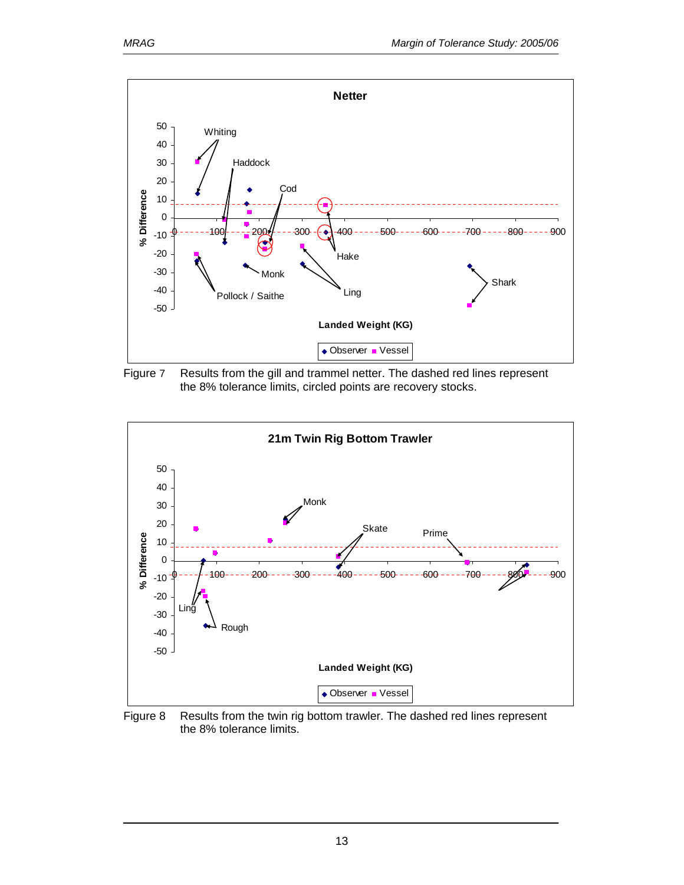Figure 7 Results from the gill and trammel netter. The dashed red lines represent the 8% tolerance limits, circled points are recovery stocks.

Figure 8 Results from the twin rig bottom trawler. The dashed red lines represent the 8% tolerance limits.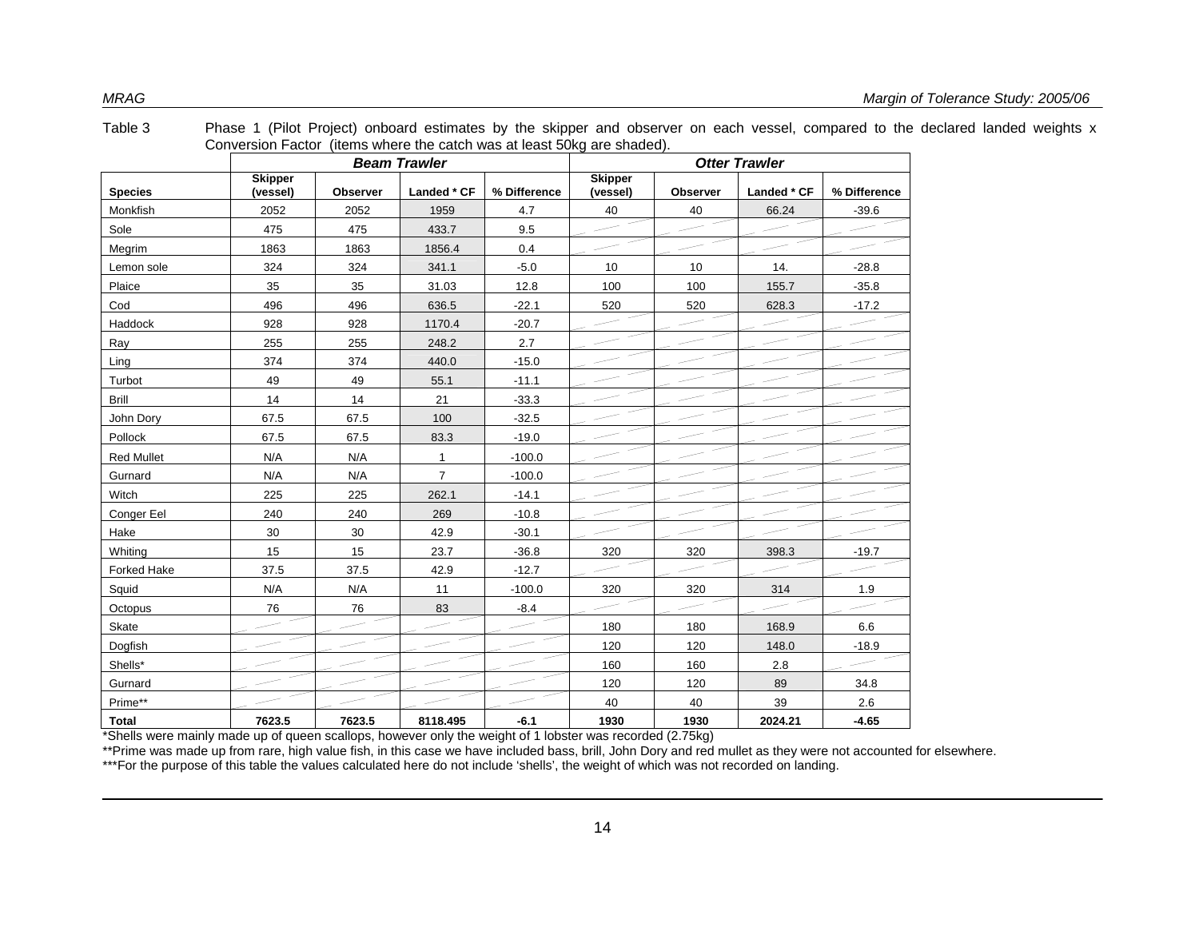Table 3 Phase 1 (Pilot Project) onboard estimates by the skipper and observer on each vessel, compared to the declared landed weights x Conversion Factor (items where the catch was at least 50kg are shaded).

| | Beam Trawler | | | | Otter Trawler | | | |
|---|---|---|---|---|---|---|---|---|
| Species | Skipper (vessel) | Observer | Landed * CF | % Difference | Skipper (vessel) | Observer | Landed * CF | % Difference |
| Monkfish | 2052 | 2052 | 1959 | 4.7 | 40 | 40 | 66.24 | -39.6 |
| Sole | 475 | 475 | 433.7 | 9.5 | | | | |
| Megrim | 1863 | 1863 | 1856.4 | 0.4 | | | | |
| Lemon sole | 324 | 324 | 341.1 | -5.0 | 10 | 10 | 14. | -28.8 |
| Plaice | 35 | 35 | 31.03 | 12.8 | 100 | 100 | 155.7 | -35.8 |
| Cod | 496 | 496 | 636.5 | -22.1 | 520 | 520 | 628.3 | -17.2 |
| Haddock | 928 | 928 | 1170.4 | -20.7 | | | | |
| Ray | 255 | 255 | 248.2 | 2.7 | | | | |
| Ling | 374 | 374 | 440.0 | -15.0 | | | | |
| Turbot | 49 | 49 | 55.1 | -11.1 | | | | |
| Brill | 14 | 14 | 21 | -33.3 | | | | |
| John Dory | 67.5 | 67.5 | 100 | -32.5 | | | | |
| Pollock | 67.5 | 67.5 | 83.3 | -19.0 | | | | |
| Red Mullet | N/A | N/A | 1 | -100.0 | | | | |
| Gurnard | N/A | N/A | 7 | -100.0 | | | | |
| Witch | 225 | 225 | 262.1 | -14.1 | | | | |
| Conger Eel | 240 | 240 | 269 | -10.8 | | | | |
| Hake | 30 | 30 | 42.9 | -30.1 | | | | |
| Whiting | 15 | 15 | 23.7 | -36.8 | 320 | 320 | 398.3 | -19.7 |
| Forked Hake | 37.5 | 37.5 | 42.9 | -12.7 | | | | |
| Squid | N/A | N/A | 11 | -100.0 | 320 | 320 | 314 | 1.9 |
| Octopus | 76 | 76 | 83 | -8.4 | | | | |
| Skate | | | | | 180 | 180 | 168.9 | 6.6 |
| Dogfish | | | | | 120 | 120 | 148.0 | -18.9 |
| Shells* | | | | | 160 | 160 | 2.8 | |
| Gurnard | | | | | 120 | 120 | 89 | 34.8 |
| Prime** | | | | | 40 | 40 | 39 | 2.6 |
| **Total** | **7623.5** | **7623.5** | **8118.495** | **-6.1** | **1930** | **1930** | **2024.21** | **-4.65** |

*Shells were mainly made up of queen scallops, however only the weight of 1 lobster was recorded (2.75kg)

**Prime was made up from rare, high value fish, in this case we have included bass, brill, John Dory and red mullet as they were not accounted for elsewhere.

***For the purpose of this table the values calculated here do not include 'shells', the weight of which was not recorded on landing.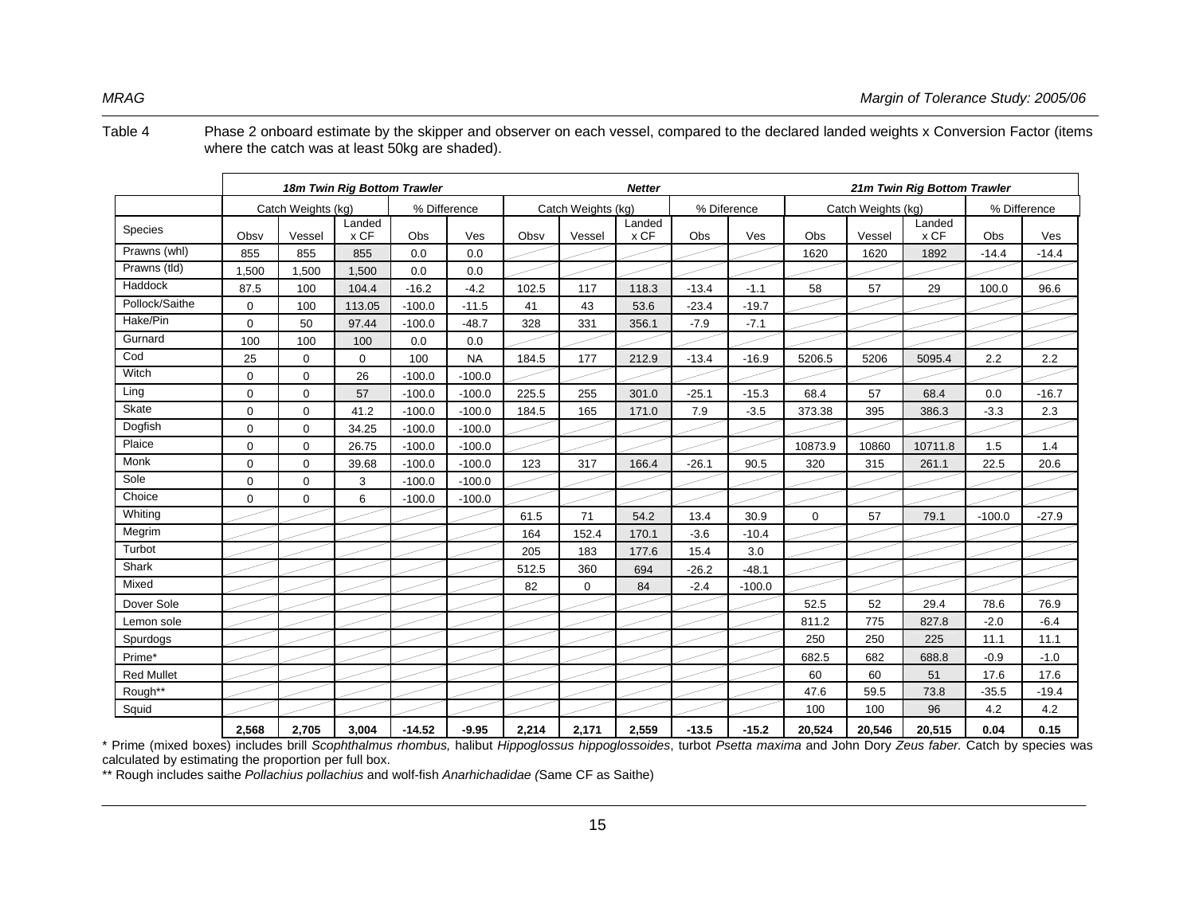Table 4 Phase 2 onboard estimate by the skipper and observer on each vessel, compared to the declared landed weights x Conversion Factor (items where the catch was at least 50kg are shaded).

| | *18m Twin Rig Bottom Trawler* | | | | | *Netter* | | | | | *21m Twin Rig Bottom Trawler* | | | | |
|---|---|---|---|---|---|---|---|---|---|---|---|---|---|---|---|
| | Catch Weights (kg) | | | % Difference | | Catch Weights (kg) | | | % Diference | | Catch Weights (kg) | | | % Difference | |
| Species | Obsv | Vessel | Landed x CF | Obs | Ves | Obsv | Vessel | Landed x CF | Obs | Ves | Obs | Vessel | Landed x CF | Obs | Ves |
| Prawns (whl) | 855 | 855 | 855 | 0.0 | 0.0 | | | | | | 1620 | 1620 | 1892 | -14.4 | -14.4 |
| Prawns (tld) | 1,500 | 1,500 | 1,500 | 0.0 | 0.0 | | | | | | | | | | |
| Haddock | 87.5 | 100 | 104.4 | -16.2 | -4.2 | 102.5 | 117 | 118.3 | -13.4 | -1.1 | 58 | 57 | 29 | 100.0 | 96.6 |
| Pollock/Saithe | 0 | 100 | 113.05 | -100.0 | -11.5 | 41 | 43 | 53.6 | -23.4 | -19.7 | | | | | |
| Hake/Pin | 0 | 50 | 97.44 | -100.0 | -48.7 | 328 | 331 | 356.1 | -7.9 | -7.1 | | | | | |
| Gurnard | 100 | 100 | 100 | 0.0 | 0.0 | | | | | | | | | | |
| Cod | 25 | 0 | 0 | 100 | NA | 184.5 | 177 | 212.9 | -13.4 | -16.9 | 5206.5 | 5206 | 5095.4 | 2.2 | 2.2 |
| Witch | 0 | 0 | 26 | -100.0 | -100.0 | | | | | | | | | | |
| Ling | 0 | 0 | 57 | -100.0 | -100.0 | 225.5 | 255 | 301.0 | -25.1 | -15.3 | 68.4 | 57 | 68.4 | 0.0 | -16.7 |
| Skate | 0 | 0 | 41.2 | -100.0 | -100.0 | 184.5 | 165 | 171.0 | 7.9 | -3.5 | 373.38 | 395 | 386.3 | -3.3 | 2.3 |
| Dogfish | 0 | 0 | 34.25 | -100.0 | -100.0 | | | | | | | | | | |
| Plaice | 0 | 0 | 26.75 | -100.0 | -100.0 | | | | | | 10873.9 | 10860 | 10711.8 | 1.5 | 1.4 |
| Monk | 0 | 0 | 39.68 | -100.0 | -100.0 | 123 | 317 | 166.4 | -26.1 | 90.5 | 320 | 315 | 261.1 | 22.5 | 20.6 |
| Sole | 0 | 0 | 3 | -100.0 | -100.0 | | | | | | | | | | |
| Choice | 0 | 0 | 6 | -100.0 | -100.0 | | | | | | | | | | |
| Whiting | | | | | | 61.5 | 71 | 54.2 | 13.4 | 30.9 | 0 | 57 | 79.1 | -100.0 | -27.9 |
| Megrim | | | | | | 164 | 152.4 | 170.1 | -3.6 | -10.4 | | | | | |
| Turbot | | | | | | 205 | 183 | 177.6 | 15.4 | 3.0 | | | | | |
| Shark | | | | | | 512.5 | 360 | 694 | -26.2 | -48.1 | | | | | |
| Mixed | | | | | | 82 | 0 | 84 | -2.4 | -100.0 | | | | | |
| Dover Sole | | | | | | | | | | | 52.5 | 52 | 29.4 | 78.6 | 76.9 |
| Lemon sole | | | | | | | | | | | 811.2 | 775 | 827.8 | -2.0 | -6.4 |
| Spurdogs | | | | | | | | | | | 250 | 250 | 225 | 11.1 | 11.1 |
| Prime* | | | | | | | | | | | 682.5 | 682 | 688.8 | -0.9 | -1.0 |
| Red Mullet | | | | | | | | | | | 60 | 60 | 51 | 17.6 | 17.6 |
| Rough** | | | | | | | | | | | 47.6 | 59.5 | 73.8 | -35.5 | -19.4 |
| Squid | | | | | | | | | | | 100 | 100 | 96 | 4.2 | 4.2 |
| | **2,568** | **2,705** | **3,004** | **-14.52** | **-9.95** | **2,214** | **2,171** | **2,559** | **-13.5** | **-15.2** | **20,524** | **20,546** | **20,515** | **0.04** | **0.15** |

\* Prime (mixed boxes) includes brill *Scophthalmus rhombus,* halibut *Hippoglossus hippoglossoides*, turbot *Psetta maxima* and John Dory *Zeus faber.* Catch by species was calculated by estimating the proportion per full box.

** Rough includes saithe *Pollachius pollachius* and wolf-fish *Anarhichadidae (*Same CF as Saithe)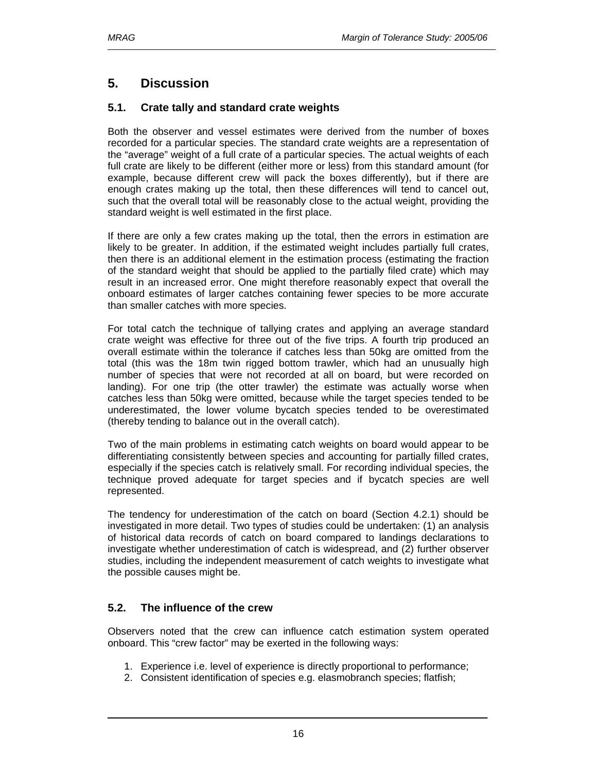# 5. Discussion

## 5.1. Crate tally and standard crate weights

Both the observer and vessel estimates were derived from the number of boxes recorded for a particular species. The standard crate weights are a representation of the "average" weight of a full crate of a particular species. The actual weights of each full crate are likely to be different (either more or less) from this standard amount (for example, because different crew will pack the boxes differently), but if there are enough crates making up the total, then these differences will tend to cancel out, such that the overall total will be reasonably close to the actual weight, providing the standard weight is well estimated in the first place.

If there are only a few crates making up the total, then the errors in estimation are likely to be greater. In addition, if the estimated weight includes partially full crates, then there is an additional element in the estimation process (estimating the fraction of the standard weight that should be applied to the partially filed crate) which may result in an increased error. One might therefore reasonably expect that overall the onboard estimates of larger catches containing fewer species to be more accurate than smaller catches with more species.

For total catch the technique of tallying crates and applying an average standard crate weight was effective for three out of the five trips. A fourth trip produced an overall estimate within the tolerance if catches less than 50kg are omitted from the total (this was the 18m twin rigged bottom trawler, which had an unusually high number of species that were not recorded at all on board, but were recorded on landing). For one trip (the otter trawler) the estimate was actually worse when catches less than 50kg were omitted, because while the target species tended to be underestimated, the lower volume bycatch species tended to be overestimated (thereby tending to balance out in the overall catch).

Two of the main problems in estimating catch weights on board would appear to be differentiating consistently between species and accounting for partially filled crates, especially if the species catch is relatively small. For recording individual species, the technique proved adequate for target species and if bycatch species are well represented.

The tendency for underestimation of the catch on board (Section 4.2.1) should be investigated in more detail. Two types of studies could be undertaken: (1) an analysis of historical data records of catch on board compared to landings declarations to investigate whether underestimation of catch is widespread, and (2) further observer studies, including the independent measurement of catch weights to investigate what the possible causes might be.

## 5.2. The influence of the crew

Observers noted that the crew can influence catch estimation system operated onboard. This "crew factor" may be exerted in the following ways:

1. Experience i.e. level of experience is directly proportional to performance;
2. Consistent identification of species e.g. elasmobranch species; flatfish;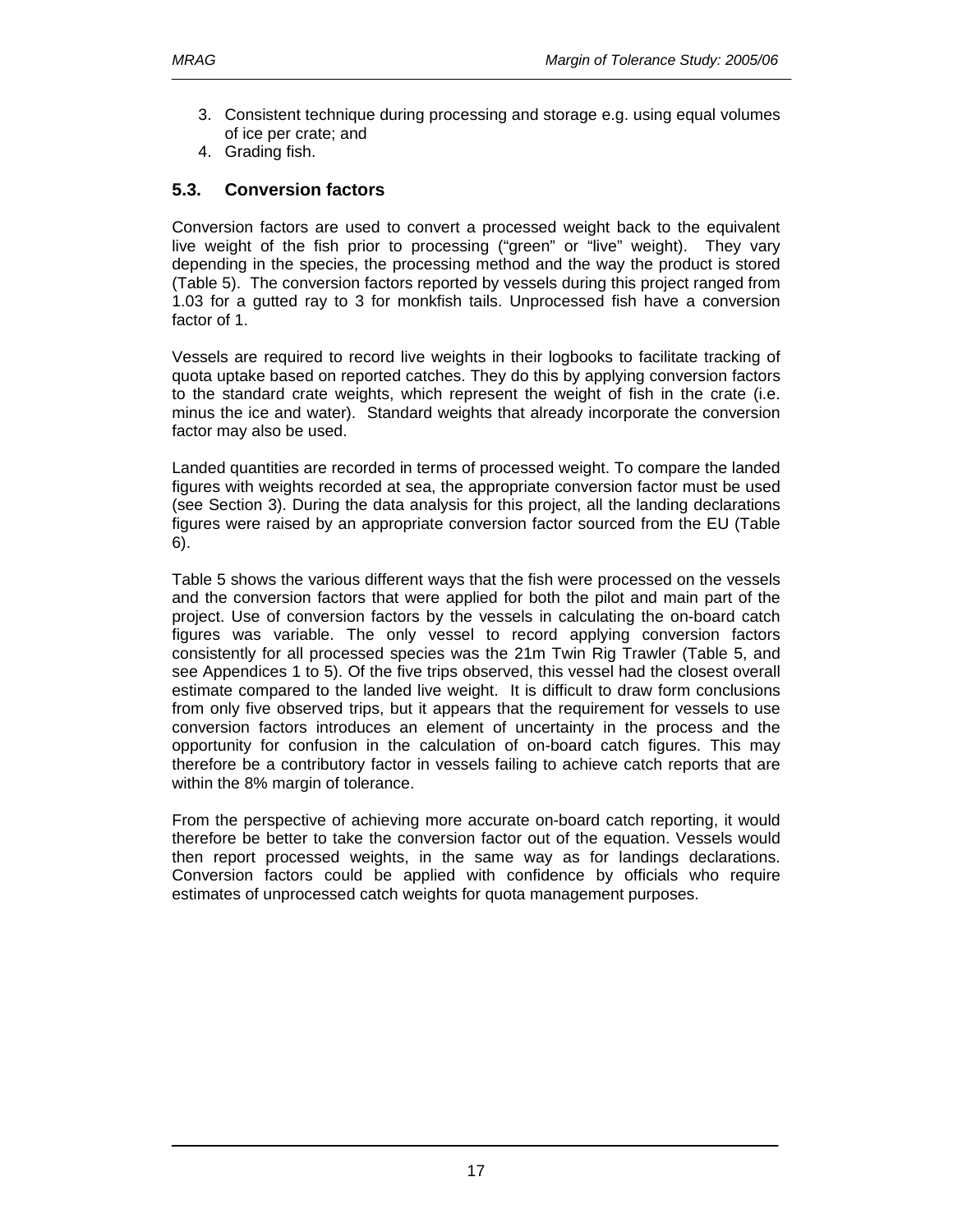3. Consistent technique during processing and storage e.g. using equal volumes of ice per crate; and
4. Grading fish.

### 5.3. Conversion factors

Conversion factors are used to convert a processed weight back to the equivalent live weight of the fish prior to processing ("green" or "live" weight). They vary depending in the species, the processing method and the way the product is stored (Table 5). The conversion factors reported by vessels during this project ranged from 1.03 for a gutted ray to 3 for monkfish tails. Unprocessed fish have a conversion factor of 1.

Vessels are required to record live weights in their logbooks to facilitate tracking of quota uptake based on reported catches. They do this by applying conversion factors to the standard crate weights, which represent the weight of fish in the crate (i.e. minus the ice and water). Standard weights that already incorporate the conversion factor may also be used.

Landed quantities are recorded in terms of processed weight. To compare the landed figures with weights recorded at sea, the appropriate conversion factor must be used (see Section 3). During the data analysis for this project, all the landing declarations figures were raised by an appropriate conversion factor sourced from the EU (Table 6).

Table 5 shows the various different ways that the fish were processed on the vessels and the conversion factors that were applied for both the pilot and main part of the project. Use of conversion factors by the vessels in calculating the on-board catch figures was variable. The only vessel to record applying conversion factors consistently for all processed species was the 21m Twin Rig Trawler (Table 5, and see Appendices 1 to 5). Of the five trips observed, this vessel had the closest overall estimate compared to the landed live weight. It is difficult to draw form conclusions from only five observed trips, but it appears that the requirement for vessels to use conversion factors introduces an element of uncertainty in the process and the opportunity for confusion in the calculation of on-board catch figures. This may therefore be a contributory factor in vessels failing to achieve catch reports that are within the 8% margin of tolerance.

From the perspective of achieving more accurate on-board catch reporting, it would therefore be better to take the conversion factor out of the equation. Vessels would then report processed weights, in the same way as for landings declarations. Conversion factors could be applied with confidence by officials who require estimates of unprocessed catch weights for quota management purposes.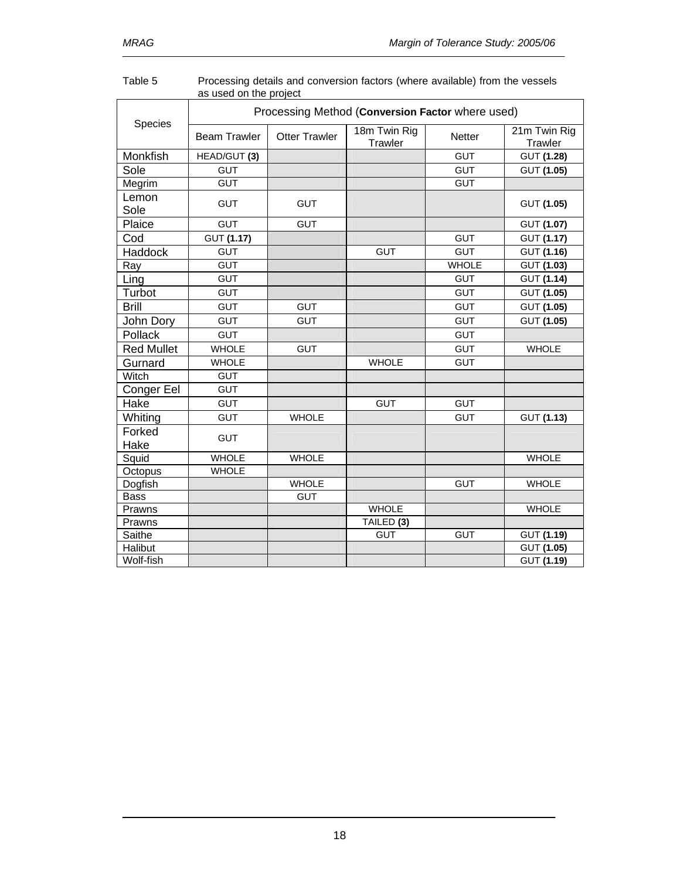Table 5 Processing details and conversion factors (where available) from the vessels as used on the project

| Species | Processing Method (**Conversion Factor** where used) | | | | |
|---|---|---|---|---|---|
| | Beam Trawler | Otter Trawler | 18m Twin Rig Trawler | Netter | 21m Twin Rig Trawler |
| Monkfish | HEAD/GUT **(3)** | | | GUT | GUT **(1.28)** |
| Sole | GUT | | | GUT | GUT **(1.05)** |
| Megrim | GUT | | | GUT | |
| Lemon Sole | GUT | GUT | | | GUT **(1.05)** |
| Plaice | GUT | GUT | | | GUT **(1.07)** |
| Cod | GUT **(1.17)** | | | GUT | GUT **(1.17)** |
| Haddock | GUT | | GUT | GUT | GUT **(1.16)** |
| Ray | GUT | | | WHOLE | GUT **(1.03)** |
| Ling | GUT | | | GUT | GUT **(1.14)** |
| Turbot | GUT | | | GUT | GUT **(1.05)** |
| Brill | GUT | GUT | | GUT | GUT **(1.05)** |
| John Dory | GUT | GUT | | GUT | GUT **(1.05)** |
| Pollack | GUT | | | GUT | |
| Red Mullet | WHOLE | GUT | | GUT | WHOLE |
| Gurnard | WHOLE | | WHOLE | GUT | |
| Witch | GUT | | | | |
| Conger Eel | GUT | | | | |
| Hake | GUT | | GUT | GUT | |
| Whiting | GUT | WHOLE | | GUT | GUT **(1.13)** |
| Forked Hake | GUT | | | | |
| Squid | WHOLE | WHOLE | | | WHOLE |
| Octopus | WHOLE | | | | |
| Dogfish | | WHOLE | | GUT | WHOLE |
| Bass | | GUT | | | |
| Prawns | | | WHOLE | | WHOLE |
| Prawns | | | TAILED **(3)** | | |
| Saithe | | | GUT | GUT | GUT **(1.19)** |
| Halibut | | | | | GUT **(1.05)** |
| Wolf-fish | | | | | GUT **(1.19)** |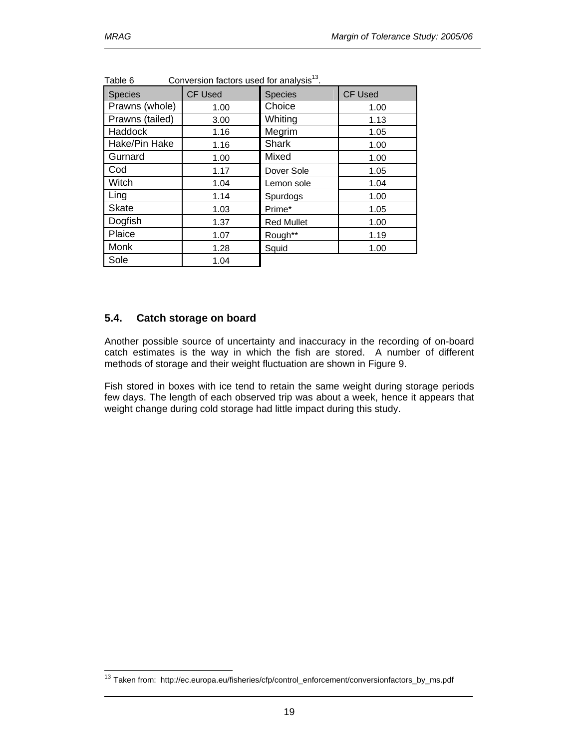Table 6 Conversion factors used for analysis[13].

| Species | CF Used | Species | CF Used |
|---|---|---|---|
| Prawns (whole) | 1.00 | Choice | 1.00 |
| Prawns (tailed) | 3.00 | Whiting | 1.13 |
| Haddock | 1.16 | Megrim | 1.05 |
| Hake/Pin Hake | 1.16 | Shark | 1.00 |
| Gurnard | 1.00 | Mixed | 1.00 |
| Cod | 1.17 | Dover Sole | 1.05 |
| Witch | 1.04 | Lemon sole | 1.04 |
| Ling | 1.14 | Spurdogs | 1.00 |
| Skate | 1.03 | Prime* | 1.05 |
| Dogfish | 1.37 | Red Mullet | 1.00 |
| Plaice | 1.07 | Rough** | 1.19 |
| Monk | 1.28 | Squid | 1.00 |
| Sole | 1.04 | | |

## 5.4. Catch storage on board

Another possible source of uncertainty and inaccuracy in the recording of on-board catch estimates is the way in which the fish are stored. A number of different methods of storage and their weight fluctuation are shown in Figure 9.

Fish stored in boxes with ice tend to retain the same weight during storage periods few days. The length of each observed trip was about a week, hence it appears that weight change during cold storage had little impact during this study.

[13] Taken from: http://ec.europa.eu/fisheries/cfp/control_enforcement/conversionfactors_by_ms.pdf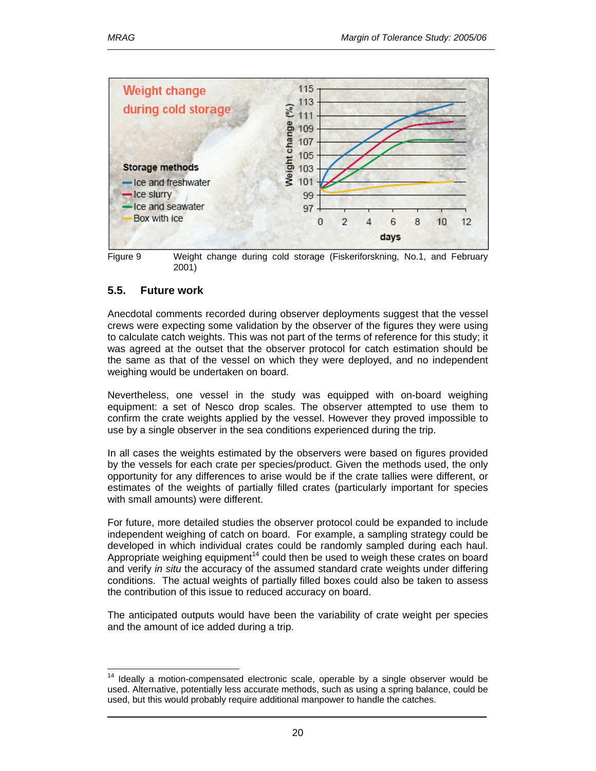Figure 9 Weight change during cold storage (Fiskeriforskning, No.1, and February 2001)

## 5.5. Future work

Anecdotal comments recorded during observer deployments suggest that the vessel crews were expecting some validation by the observer of the figures they were using to calculate catch weights. This was not part of the terms of reference for this study; it was agreed at the outset that the observer protocol for catch estimation should be the same as that of the vessel on which they were deployed, and no independent weighing would be undertaken on board.

Nevertheless, one vessel in the study was equipped with on-board weighing equipment: a set of Nesco drop scales. The observer attempted to use them to confirm the crate weights applied by the vessel. However they proved impossible to use by a single observer in the sea conditions experienced during the trip.

In all cases the weights estimated by the observers were based on figures provided by the vessels for each crate per species/product. Given the methods used, the only opportunity for any differences to arise would be if the crate tallies were different, or estimates of the weights of partially filled crates (particularly important for species with small amounts) were different.

For future, more detailed studies the observer protocol could be expanded to include independent weighing of catch on board. For example, a sampling strategy could be developed in which individual crates could be randomly sampled during each haul. Appropriate weighing equipment[14] could then be used to weigh these crates on board and verify *in situ* the accuracy of the assumed standard crate weights under differing conditions. The actual weights of partially filled boxes could also be taken to assess the contribution of this issue to reduced accuracy on board.

The anticipated outputs would have been the variability of crate weight per species and the amount of ice added during a trip.

[14] Ideally a motion-compensated electronic scale, operable by a single observer would be used. Alternative, potentially less accurate methods, such as using a spring balance, could be used, but this would probably require additional manpower to handle the catches.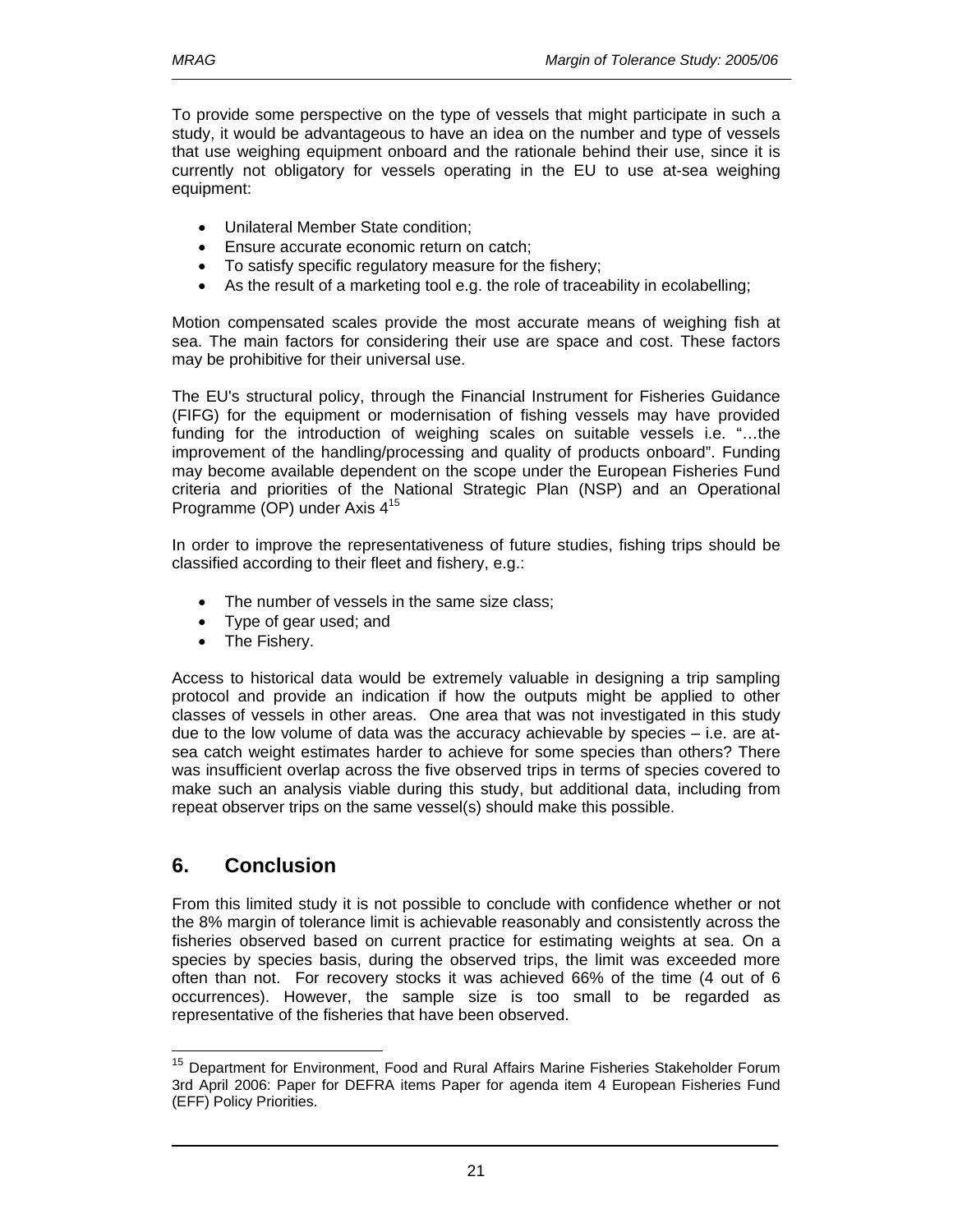To provide some perspective on the type of vessels that might participate in such a study, it would be advantageous to have an idea on the number and type of vessels that use weighing equipment onboard and the rationale behind their use, since it is currently not obligatory for vessels operating in the EU to use at-sea weighing equipment:

- Unilateral Member State condition;
- Ensure accurate economic return on catch;
- To satisfy specific regulatory measure for the fishery;
- As the result of a marketing tool e.g. the role of traceability in ecolabelling;

Motion compensated scales provide the most accurate means of weighing fish at sea. The main factors for considering their use are space and cost. These factors may be prohibitive for their universal use.

The EU's structural policy, through the Financial Instrument for Fisheries Guidance (FIFG) for the equipment or modernisation of fishing vessels may have provided funding for the introduction of weighing scales on suitable vessels i.e. "…the improvement of the handling/processing and quality of products onboard". Funding may become available dependent on the scope under the European Fisheries Fund criteria and priorities of the National Strategic Plan (NSP) and an Operational Programme (OP) under Axis 4[15]

In order to improve the representativeness of future studies, fishing trips should be classified according to their fleet and fishery, e.g.:

- The number of vessels in the same size class;
- Type of gear used; and
- The Fishery.

Access to historical data would be extremely valuable in designing a trip sampling protocol and provide an indication if how the outputs might be applied to other classes of vessels in other areas. One area that was not investigated in this study due to the low volume of data was the accuracy achievable by species – i.e. are at-sea catch weight estimates harder to achieve for some species than others? There was insufficient overlap across the five observed trips in terms of species covered to make such an analysis viable during this study, but additional data, including from repeat observer trips on the same vessel(s) should make this possible.

## 6. Conclusion

From this limited study it is not possible to conclude with confidence whether or not the 8% margin of tolerance limit is achievable reasonably and consistently across the fisheries observed based on current practice for estimating weights at sea. On a species by species basis, during the observed trips, the limit was exceeded more often than not. For recovery stocks it was achieved 66% of the time (4 out of 6 occurrences). However, the sample size is too small to be regarded as representative of the fisheries that have been observed.

[15] Department for Environment, Food and Rural Affairs Marine Fisheries Stakeholder Forum 3rd April 2006: Paper for DEFRA items Paper for agenda item 4 European Fisheries Fund (EFF) Policy Priorities.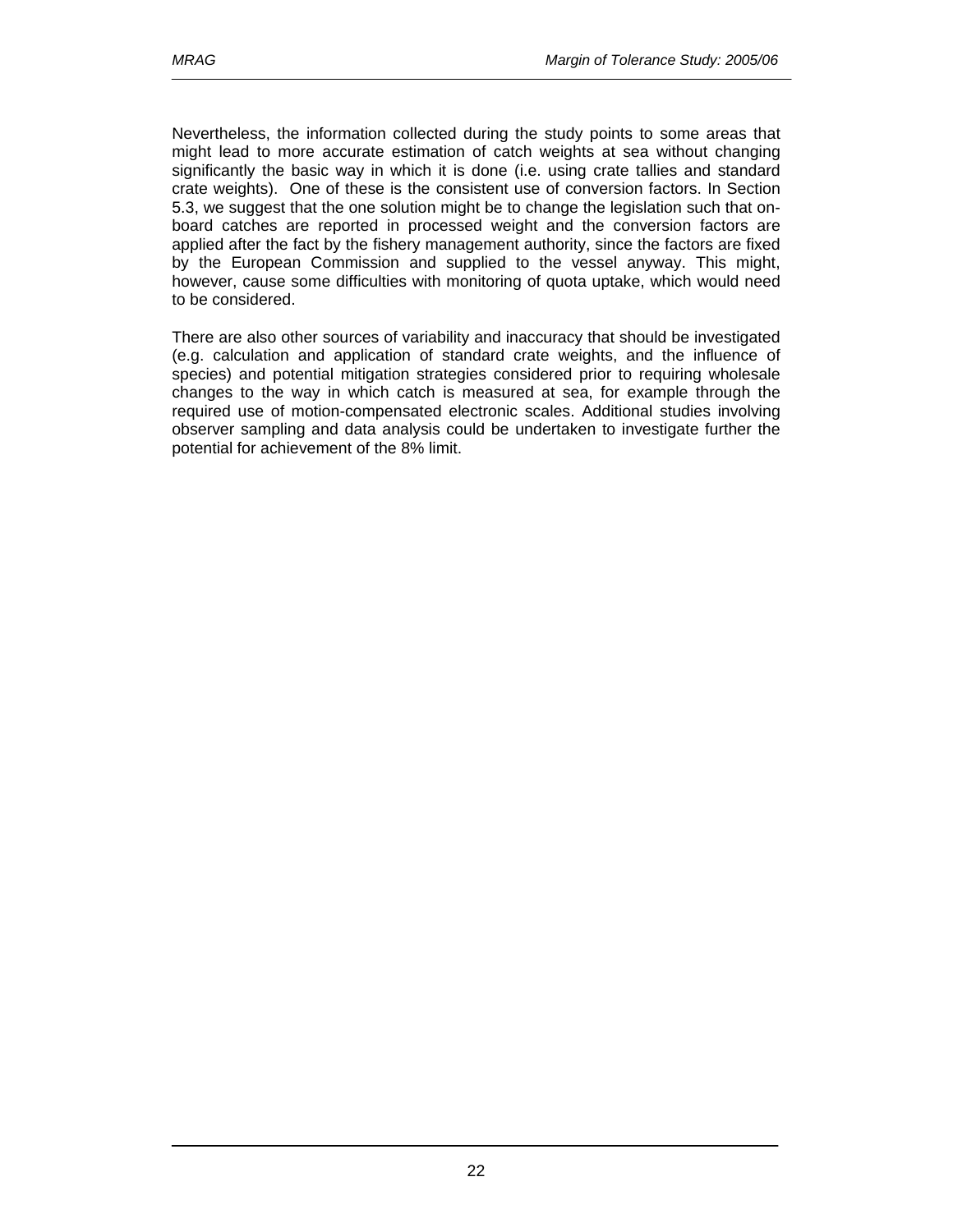Nevertheless, the information collected during the study points to some areas that might lead to more accurate estimation of catch weights at sea without changing significantly the basic way in which it is done (i.e. using crate tallies and standard crate weights). One of these is the consistent use of conversion factors. In Section 5.3, we suggest that the one solution might be to change the legislation such that on-board catches are reported in processed weight and the conversion factors are applied after the fact by the fishery management authority, since the factors are fixed by the European Commission and supplied to the vessel anyway. This might, however, cause some difficulties with monitoring of quota uptake, which would need to be considered.

There are also other sources of variability and inaccuracy that should be investigated (e.g. calculation and application of standard crate weights, and the influence of species) and potential mitigation strategies considered prior to requiring wholesale changes to the way in which catch is measured at sea, for example through the required use of motion-compensated electronic scales. Additional studies involving observer sampling and data analysis could be undertaken to investigate further the potential for achievement of the 8% limit.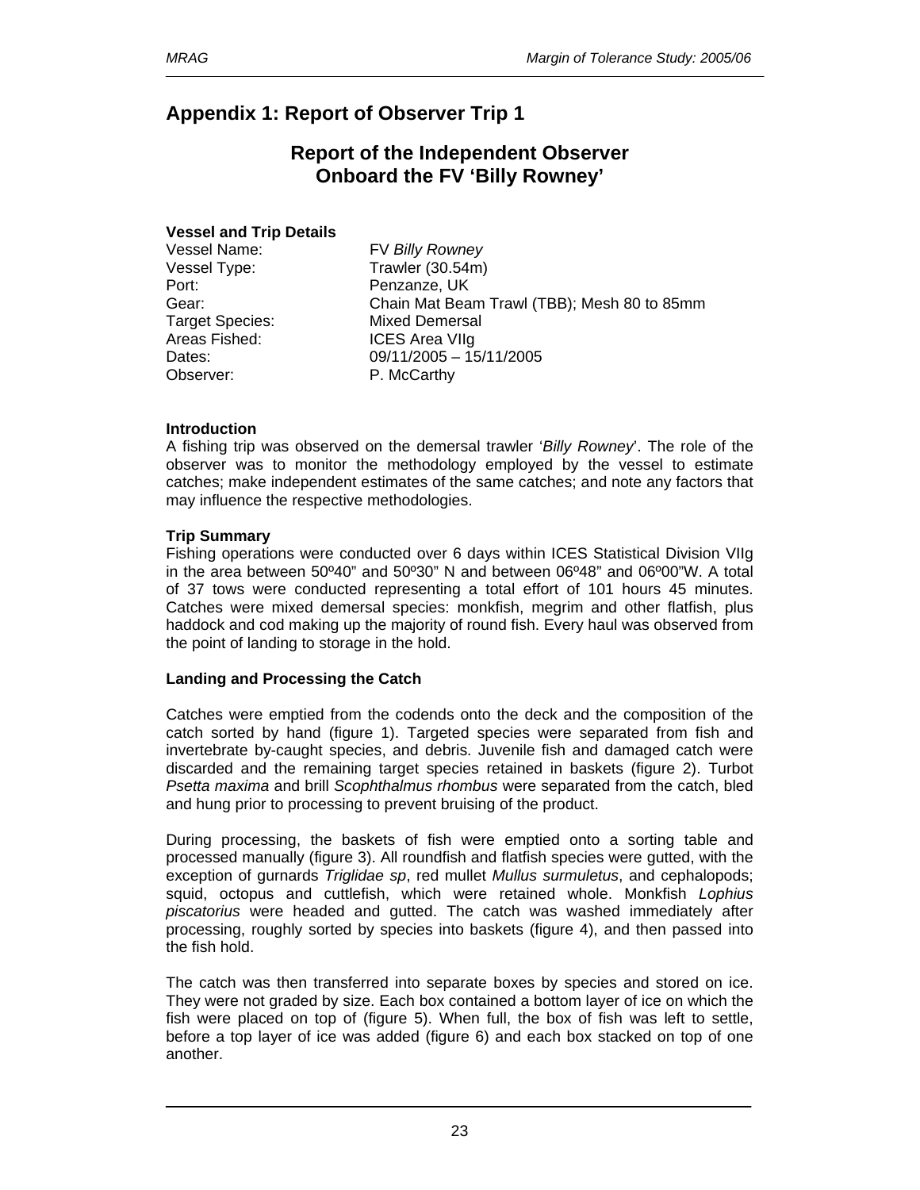# Appendix 1: Report of Observer Trip 1

## Report of the Independent Observer Onboard the FV 'Billy Rowney'

**Vessel and Trip Details**

| | |
|---|---|
| Vessel Name: | FV *Billy Rowney* |
| Vessel Type: | Trawler (30.54m) |
| Port: | Penzanze, UK |
| Gear: | Chain Mat Beam Trawl (TBB); Mesh 80 to 85mm |
| Target Species: | Mixed Demersal |
| Areas Fished: | ICES Area VIIg |
| Dates: | 09/11/2005 – 15/11/2005 |
| Observer: | P. McCarthy |

**Introduction**

A fishing trip was observed on the demersal trawler '*Billy Rowney*'. The role of the observer was to monitor the methodology employed by the vessel to estimate catches; make independent estimates of the same catches; and note any factors that may influence the respective methodologies.

**Trip Summary**

Fishing operations were conducted over 6 days within ICES Statistical Division VIIg in the area between 50º40" and 50º30" N and between 06º48" and 06º00"W. A total of 37 tows were conducted representing a total effort of 101 hours 45 minutes. Catches were mixed demersal species: monkfish, megrim and other flatfish, plus haddock and cod making up the majority of round fish. Every haul was observed from the point of landing to storage in the hold.

**Landing and Processing the Catch**

Catches were emptied from the codends onto the deck and the composition of the catch sorted by hand (figure 1). Targeted species were separated from fish and invertebrate by-caught species, and debris. Juvenile fish and damaged catch were discarded and the remaining target species retained in baskets (figure 2). Turbot *Psetta maxima* and brill *Scophthalmus rhombus* were separated from the catch, bled and hung prior to processing to prevent bruising of the product.

During processing, the baskets of fish were emptied onto a sorting table and processed manually (figure 3). All roundfish and flatfish species were gutted, with the exception of gurnards *Triglidae sp*, red mullet *Mullus surmuletus*, and cephalopods; squid, octopus and cuttlefish, which were retained whole. Monkfish *Lophius piscatorius* were headed and gutted. The catch was washed immediately after processing, roughly sorted by species into baskets (figure 4), and then passed into the fish hold.

The catch was then transferred into separate boxes by species and stored on ice. They were not graded by size. Each box contained a bottom layer of ice on which the fish were placed on top of (figure 5). When full, the box of fish was left to settle, before a top layer of ice was added (figure 6) and each box stacked on top of one another.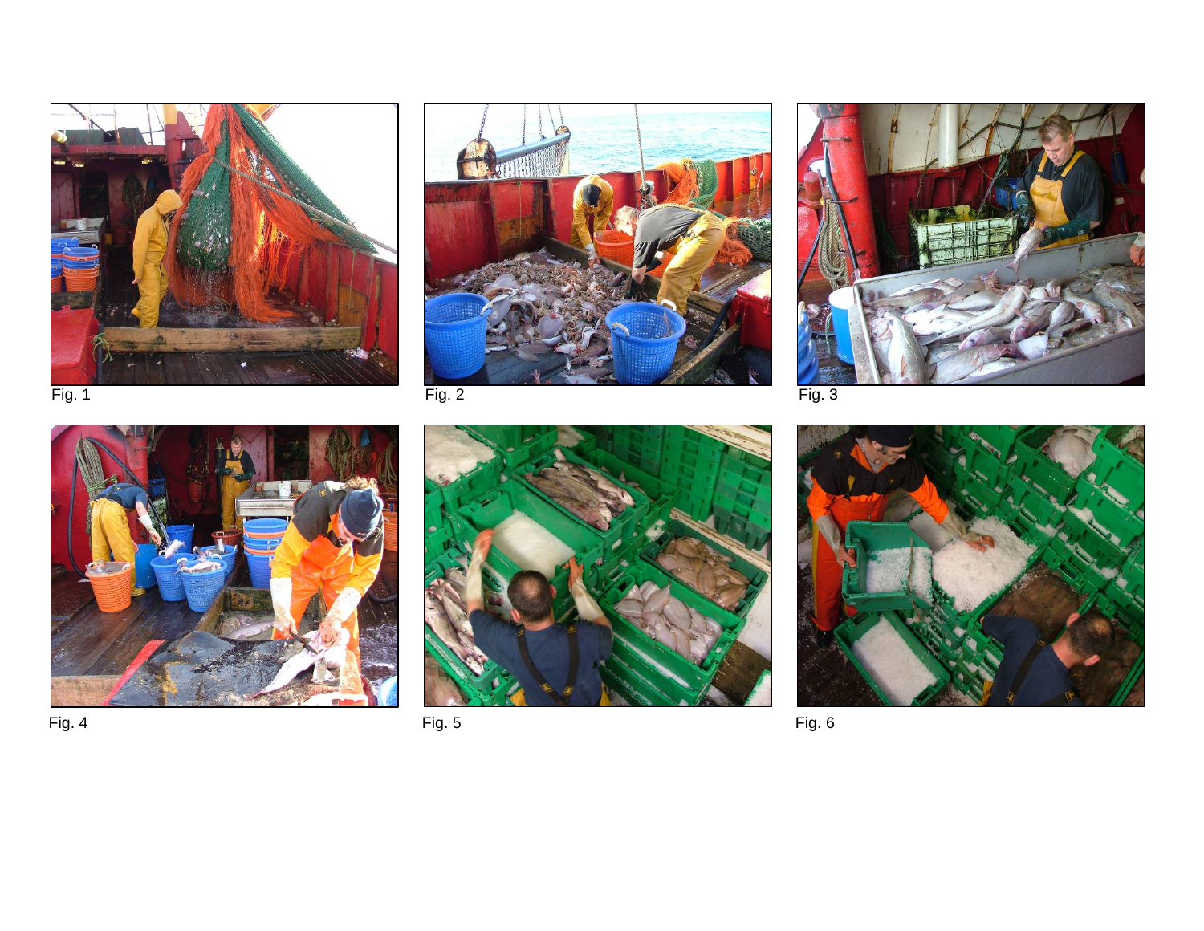Fig. 1

Fig. 2

Fig. 3

Fig. 4

Fig. 5

Fig. 6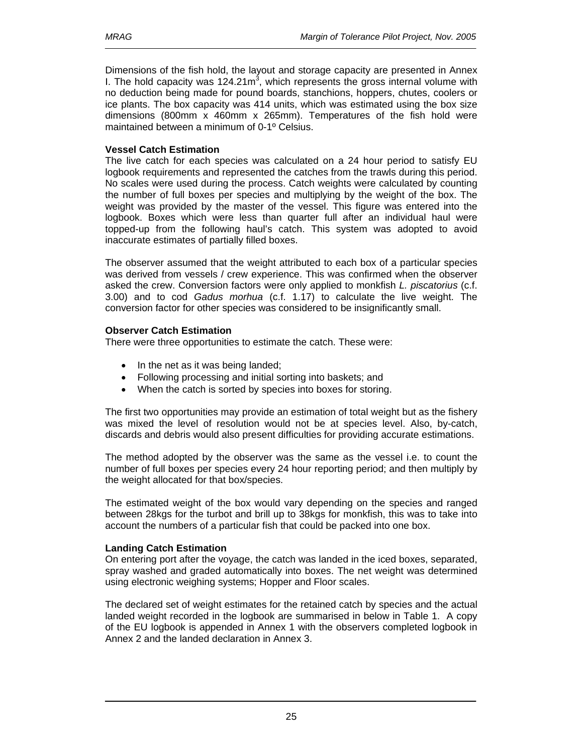Dimensions of the fish hold, the layout and storage capacity are presented in Annex I. The hold capacity was 124.21m$^3$, which represents the gross internal volume with no deduction being made for pound boards, stanchions, hoppers, chutes, coolers or ice plants. The box capacity was 414 units, which was estimated using the box size dimensions (800mm x 460mm x 265mm). Temperatures of the fish hold were maintained between a minimum of 0-1º Celsius.

**Vessel Catch Estimation**

The live catch for each species was calculated on a 24 hour period to satisfy EU logbook requirements and represented the catches from the trawls during this period. No scales were used during the process. Catch weights were calculated by counting the number of full boxes per species and multiplying by the weight of the box. The weight was provided by the master of the vessel. This figure was entered into the logbook. Boxes which were less than quarter full after an individual haul were topped-up from the following haul's catch. This system was adopted to avoid inaccurate estimates of partially filled boxes.

The observer assumed that the weight attributed to each box of a particular species was derived from vessels / crew experience. This was confirmed when the observer asked the crew. Conversion factors were only applied to monkfish *L. piscatorius* (c.f. 3.00) and to cod *Gadus morhua* (c.f. 1.17) to calculate the live weight. The conversion factor for other species was considered to be insignificantly small.

**Observer Catch Estimation**

There were three opportunities to estimate the catch. These were:

- In the net as it was being landed;
- Following processing and initial sorting into baskets; and
- When the catch is sorted by species into boxes for storing.

The first two opportunities may provide an estimation of total weight but as the fishery was mixed the level of resolution would not be at species level. Also, by-catch, discards and debris would also present difficulties for providing accurate estimations.

The method adopted by the observer was the same as the vessel i.e. to count the number of full boxes per species every 24 hour reporting period; and then multiply by the weight allocated for that box/species.

The estimated weight of the box would vary depending on the species and ranged between 28kgs for the turbot and brill up to 38kgs for monkfish, this was to take into account the numbers of a particular fish that could be packed into one box.

**Landing Catch Estimation**

On entering port after the voyage, the catch was landed in the iced boxes, separated, spray washed and graded automatically into boxes. The net weight was determined using electronic weighing systems; Hopper and Floor scales.

The declared set of weight estimates for the retained catch by species and the actual landed weight recorded in the logbook are summarised in below in Table 1. A copy of the EU logbook is appended in Annex 1 with the observers completed logbook in Annex 2 and the landed declaration in Annex 3.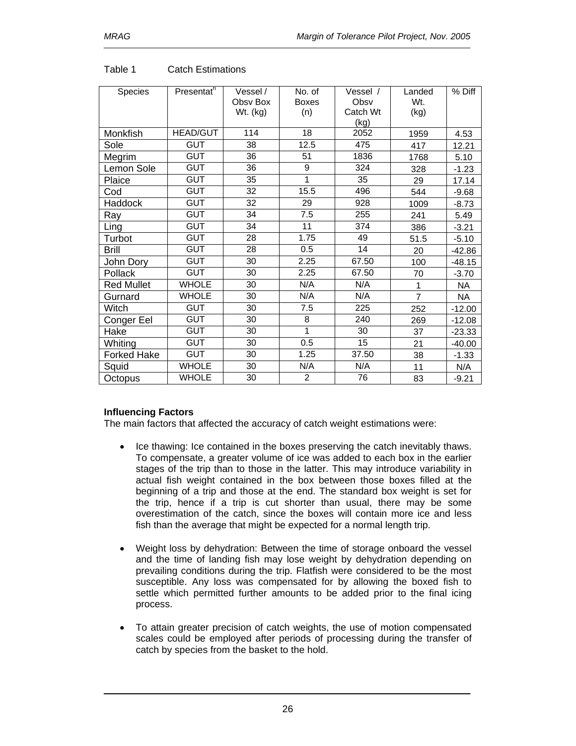Table 1 Catch Estimations

| Species | Presentat$^{n}$ | Vessel / Obsv Box Wt. (kg) | No. of Boxes (n) | Vessel / Obsv Catch Wt (kg) | Landed Wt. (kg) | % Diff |
|---|---|---|---|---|---|---|
| Monkfish | HEAD/GUT | 114 | 18 | 2052 | 1959 | 4.53 |
| Sole | GUT | 38 | 12.5 | 475 | 417 | 12.21 |
| Megrim | GUT | 36 | 51 | 1836 | 1768 | 5.10 |
| Lemon Sole | GUT | 36 | 9 | 324 | 328 | -1.23 |
| Plaice | GUT | 35 | 1 | 35 | 29 | 17.14 |
| Cod | GUT | 32 | 15.5 | 496 | 544 | -9.68 |
| Haddock | GUT | 32 | 29 | 928 | 1009 | -8.73 |
| Ray | GUT | 34 | 7.5 | 255 | 241 | 5.49 |
| Ling | GUT | 34 | 11 | 374 | 386 | -3.21 |
| Turbot | GUT | 28 | 1.75 | 49 | 51.5 | -5.10 |
| Brill | GUT | 28 | 0.5 | 14 | 20 | -42.86 |
| John Dory | GUT | 30 | 2.25 | 67.50 | 100 | -48.15 |
| Pollack | GUT | 30 | 2.25 | 67.50 | 70 | -3.70 |
| Red Mullet | WHOLE | 30 | N/A | N/A | 1 | NA |
| Gurnard | WHOLE | 30 | N/A | N/A | 7 | NA |
| Witch | GUT | 30 | 7.5 | 225 | 252 | -12.00 |
| Conger Eel | GUT | 30 | 8 | 240 | 269 | -12.08 |
| Hake | GUT | 30 | 1 | 30 | 37 | -23.33 |
| Whiting | GUT | 30 | 0.5 | 15 | 21 | -40.00 |
| Forked Hake | GUT | 30 | 1.25 | 37.50 | 38 | -1.33 |
| Squid | WHOLE | 30 | N/A | N/A | 11 | N/A |
| Octopus | WHOLE | 30 | 2 | 76 | 83 | -9.21 |

**Influencing Factors**

The main factors that affected the accuracy of catch weight estimations were:

- Ice thawing: Ice contained in the boxes preserving the catch inevitably thaws. To compensate, a greater volume of ice was added to each box in the earlier stages of the trip than to those in the latter. This may introduce variability in actual fish weight contained in the box between those boxes filled at the beginning of a trip and those at the end. The standard box weight is set for the trip, hence if a trip is cut shorter than usual, there may be some overestimation of the catch, since the boxes will contain more ice and less fish than the average that might be expected for a normal length trip.

- Weight loss by dehydration: Between the time of storage onboard the vessel and the time of landing fish may lose weight by dehydration depending on prevailing conditions during the trip. Flatfish were considered to be the most susceptible. Any loss was compensated for by allowing the boxed fish to settle which permitted further amounts to be added prior to the final icing process.

- To attain greater precision of catch weights, the use of motion compensated scales could be employed after periods of processing during the transfer of catch by species from the basket to the hold.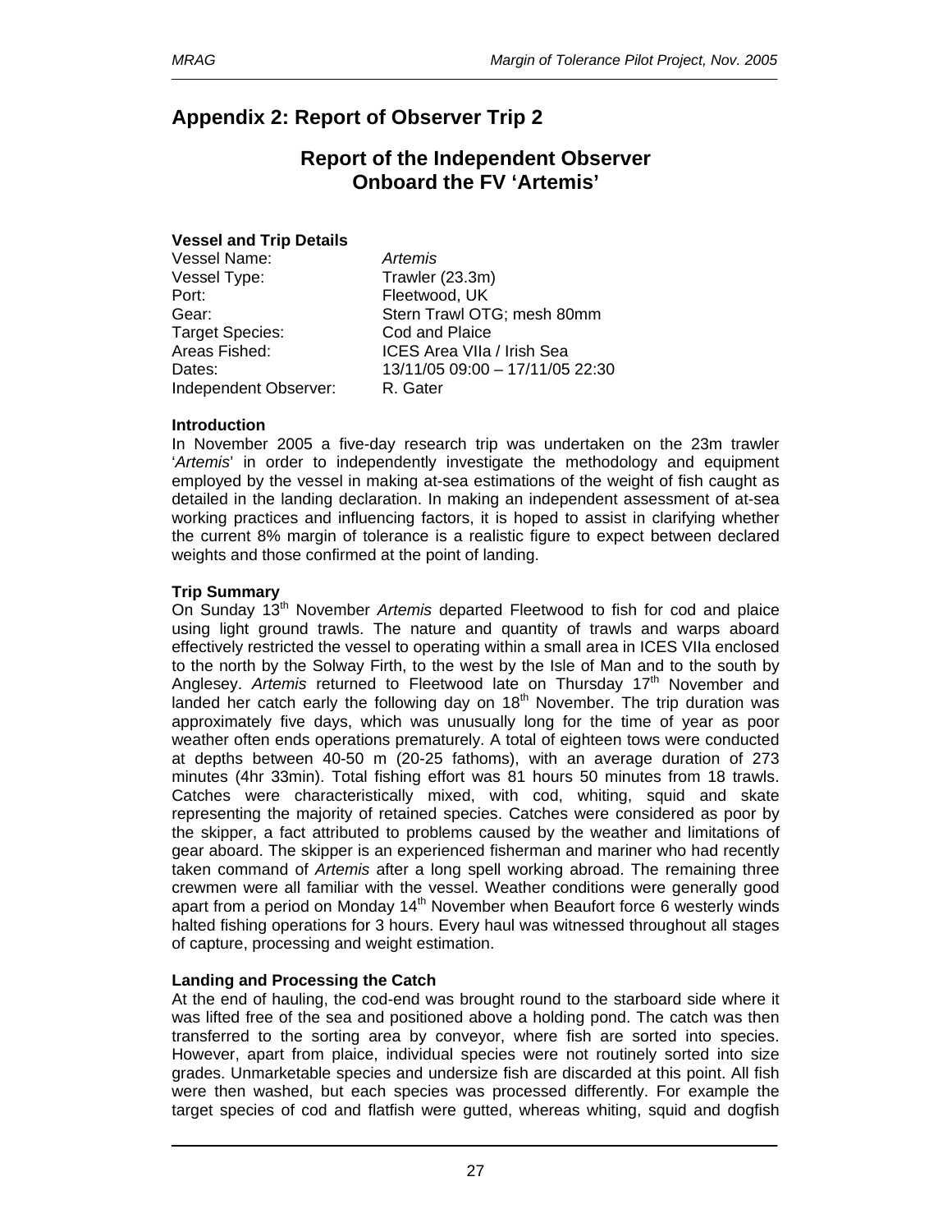## Appendix 2: Report of Observer Trip 2

### Report of the Independent Observer Onboard the FV 'Artemis'

**Vessel and Trip Details**

| | |
|---|---|
| Vessel Name: | *Artemis* |
| Vessel Type: | Trawler (23.3m) |
| Port: | Fleetwood, UK |
| Gear: | Stern Trawl OTG; mesh 80mm |
| Target Species: | Cod and Plaice |
| Areas Fished: | ICES Area VIIa / Irish Sea |
| Dates: | 13/11/05 09:00 – 17/11/05 22:30 |
| Independent Observer: | R. Gater |

**Introduction**

In November 2005 a five-day research trip was undertaken on the 23m trawler '*Artemis*' in order to independently investigate the methodology and equipment employed by the vessel in making at-sea estimations of the weight of fish caught as detailed in the landing declaration. In making an independent assessment of at-sea working practices and influencing factors, it is hoped to assist in clarifying whether the current 8% margin of tolerance is a realistic figure to expect between declared weights and those confirmed at the point of landing.

**Trip Summary**

On Sunday 13th November *Artemis* departed Fleetwood to fish for cod and plaice using light ground trawls. The nature and quantity of trawls and warps aboard effectively restricted the vessel to operating within a small area in ICES VIIa enclosed to the north by the Solway Firth, to the west by the Isle of Man and to the south by Anglesey. *Artemis* returned to Fleetwood late on Thursday 17th November and landed her catch early the following day on 18th November. The trip duration was approximately five days, which was unusually long for the time of year as poor weather often ends operations prematurely. A total of eighteen tows were conducted at depths between 40-50 m (20-25 fathoms), with an average duration of 273 minutes (4hr 33min). Total fishing effort was 81 hours 50 minutes from 18 trawls. Catches were characteristically mixed, with cod, whiting, squid and skate representing the majority of retained species. Catches were considered as poor by the skipper, a fact attributed to problems caused by the weather and limitations of gear aboard. The skipper is an experienced fisherman and mariner who had recently taken command of *Artemis* after a long spell working abroad. The remaining three crewmen were all familiar with the vessel. Weather conditions were generally good apart from a period on Monday 14th November when Beaufort force 6 westerly winds halted fishing operations for 3 hours. Every haul was witnessed throughout all stages of capture, processing and weight estimation.

**Landing and Processing the Catch**

At the end of hauling, the cod-end was brought round to the starboard side where it was lifted free of the sea and positioned above a holding pond. The catch was then transferred to the sorting area by conveyor, where fish are sorted into species. However, apart from plaice, individual species were not routinely sorted into size grades. Unmarketable species and undersize fish are discarded at this point. All fish were then washed, but each species was processed differently. For example the target species of cod and flatfish were gutted, whereas whiting, squid and dogfish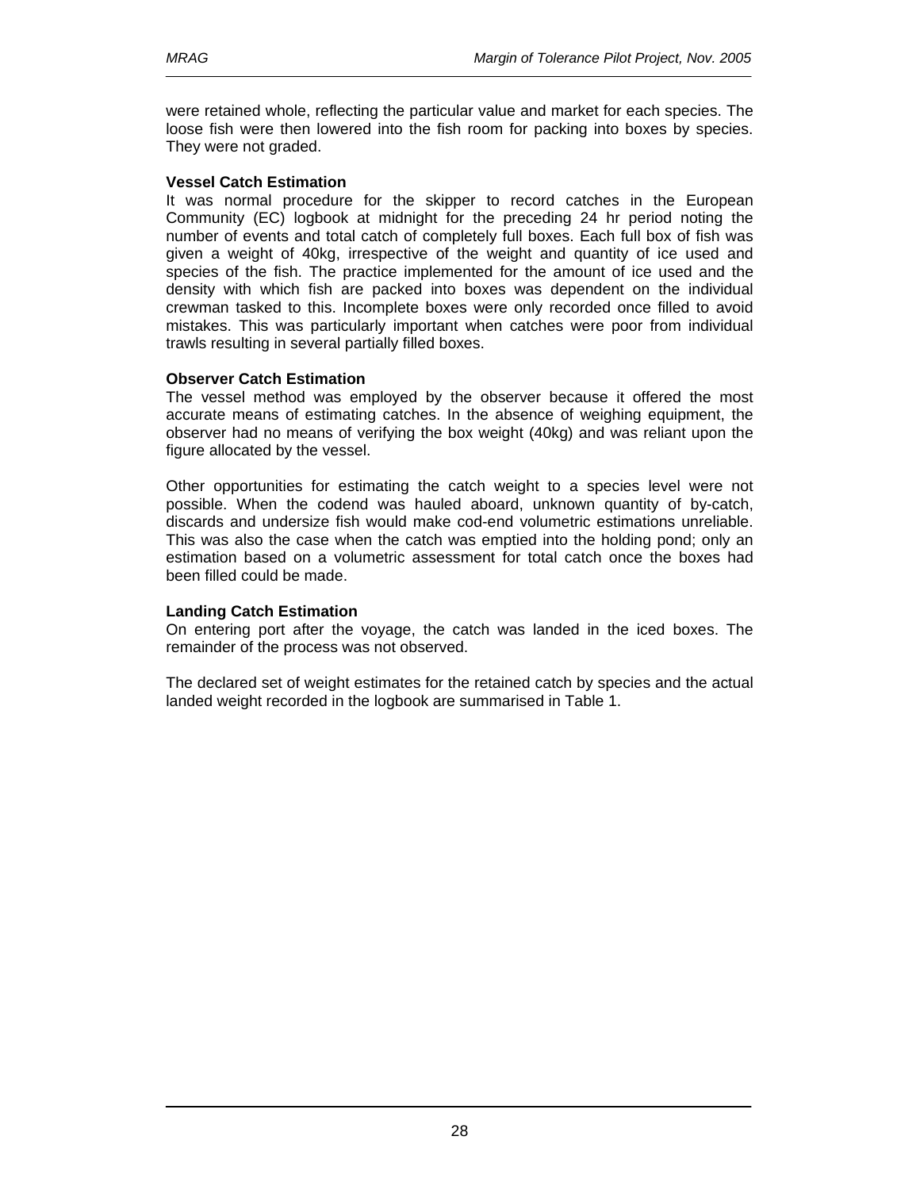were retained whole, reflecting the particular value and market for each species. The loose fish were then lowered into the fish room for packing into boxes by species. They were not graded.

**Vessel Catch Estimation**

It was normal procedure for the skipper to record catches in the European Community (EC) logbook at midnight for the preceding 24 hr period noting the number of events and total catch of completely full boxes. Each full box of fish was given a weight of 40kg, irrespective of the weight and quantity of ice used and species of the fish. The practice implemented for the amount of ice used and the density with which fish are packed into boxes was dependent on the individual crewman tasked to this. Incomplete boxes were only recorded once filled to avoid mistakes. This was particularly important when catches were poor from individual trawls resulting in several partially filled boxes.

**Observer Catch Estimation**

The vessel method was employed by the observer because it offered the most accurate means of estimating catches. In the absence of weighing equipment, the observer had no means of verifying the box weight (40kg) and was reliant upon the figure allocated by the vessel.

Other opportunities for estimating the catch weight to a species level were not possible. When the codend was hauled aboard, unknown quantity of by-catch, discards and undersize fish would make cod-end volumetric estimations unreliable. This was also the case when the catch was emptied into the holding pond; only an estimation based on a volumetric assessment for total catch once the boxes had been filled could be made.

**Landing Catch Estimation**

On entering port after the voyage, the catch was landed in the iced boxes. The remainder of the process was not observed.

The declared set of weight estimates for the retained catch by species and the actual landed weight recorded in the logbook are summarised in Table 1.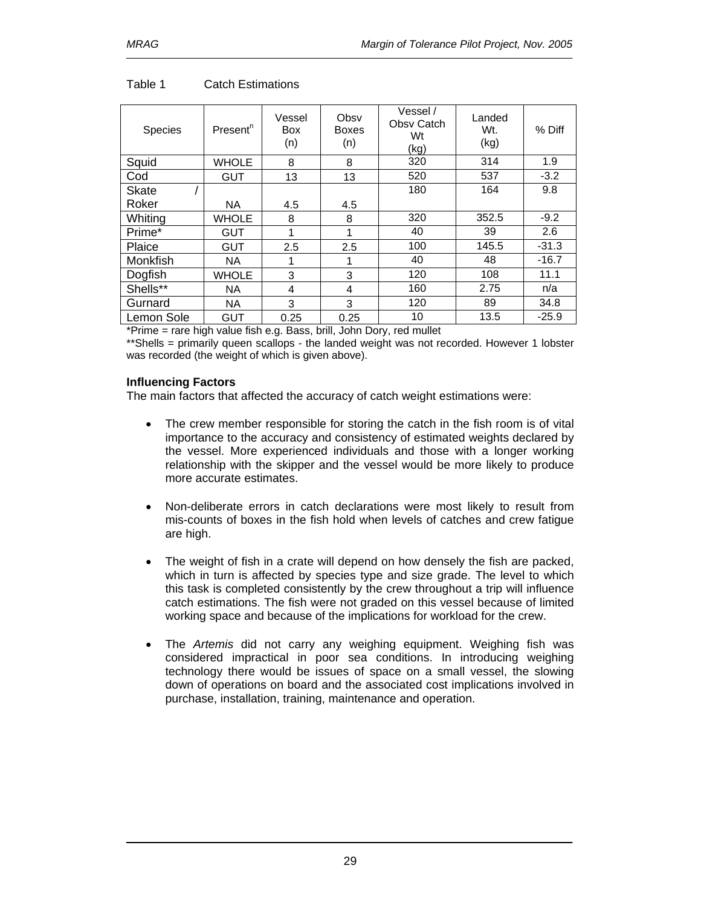Table 1 Catch Estimations

| Species | Present[n] | Vessel Box (n) | Obsv Boxes (n) | Vessel / Obsv Catch Wt (kg) | Landed Wt. (kg) | % Diff |
|---|---|---|---|---|---|---|
| Squid | WHOLE | 8 | 8 | 320 | 314 | 1.9 |
| Cod | GUT | 13 | 13 | 520 | 537 | -3.2 |
| Skate / Roker | NA | 4.5 | 4.5 | 180 | 164 | 9.8 |
| Whiting | WHOLE | 8 | 8 | 320 | 352.5 | -9.2 |
| Prime* | GUT | 1 | 1 | 40 | 39 | 2.6 |
| Plaice | GUT | 2.5 | 2.5 | 100 | 145.5 | -31.3 |
| Monkfish | NA | 1 | 1 | 40 | 48 | -16.7 |
| Dogfish | WHOLE | 3 | 3 | 120 | 108 | 11.1 |
| Shells** | NA | 4 | 4 | 160 | 2.75 | n/a |
| Gurnard | NA | 3 | 3 | 120 | 89 | 34.8 |
| Lemon Sole | GUT | 0.25 | 0.25 | 10 | 13.5 | -25.9 |

*Prime = rare high value fish e.g. Bass, brill, John Dory, red mullet

**Shells = primarily queen scallops - the landed weight was not recorded. However 1 lobster was recorded (the weight of which is given above).

**Influencing Factors**

The main factors that affected the accuracy of catch weight estimations were:

- The crew member responsible for storing the catch in the fish room is of vital importance to the accuracy and consistency of estimated weights declared by the vessel. More experienced individuals and those with a longer working relationship with the skipper and the vessel would be more likely to produce more accurate estimates.

- Non-deliberate errors in catch declarations were most likely to result from mis-counts of boxes in the fish hold when levels of catches and crew fatigue are high.

- The weight of fish in a crate will depend on how densely the fish are packed, which in turn is affected by species type and size grade. The level to which this task is completed consistently by the crew throughout a trip will influence catch estimations. The fish were not graded on this vessel because of limited working space and because of the implications for workload for the crew.

- The *Artemis* did not carry any weighing equipment. Weighing fish was considered impractical in poor sea conditions. In introducing weighing technology there would be issues of space on a small vessel, the slowing down of operations on board and the associated cost implications involved in purchase, installation, training, maintenance and operation.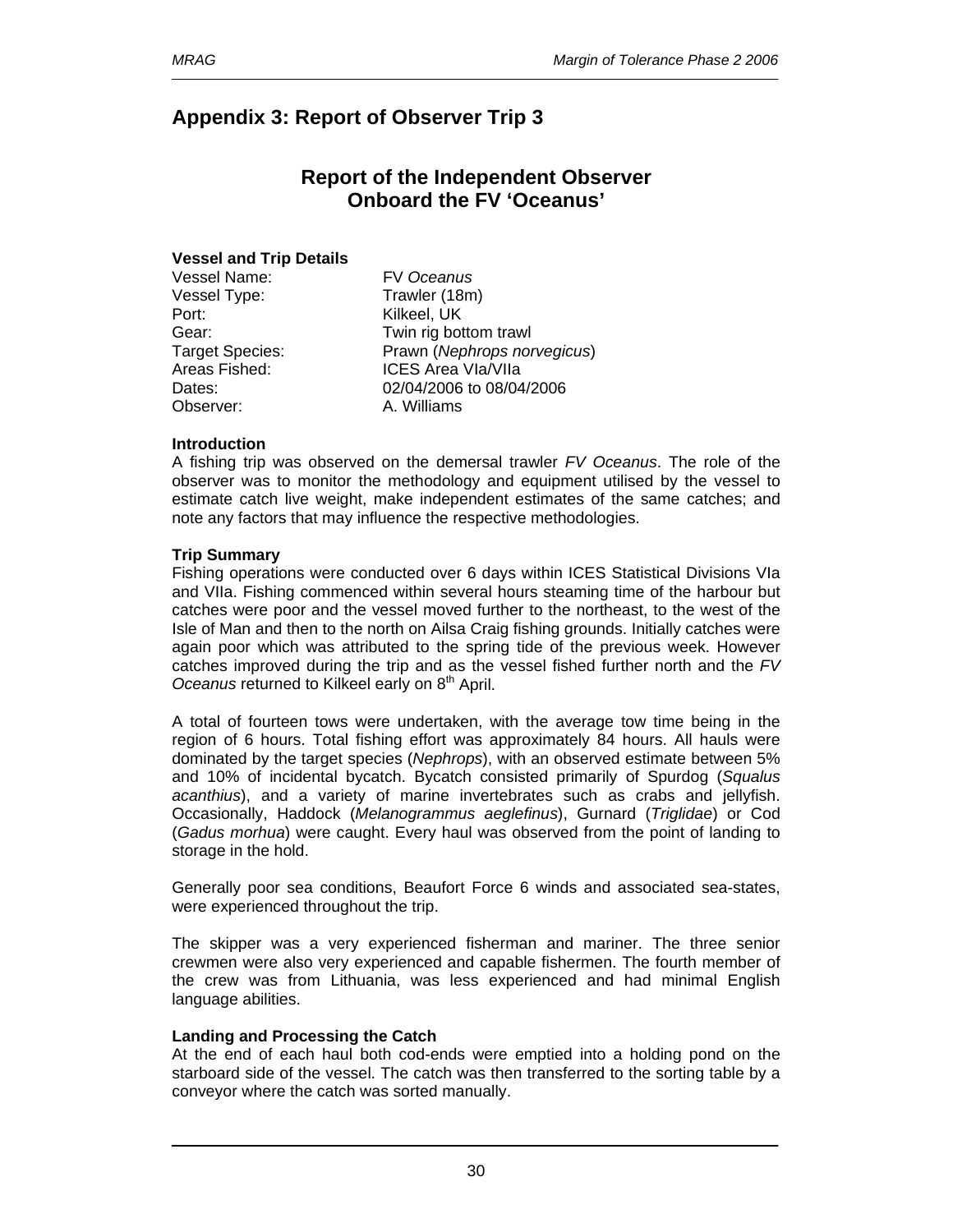# Appendix 3: Report of Observer Trip 3

## Report of the Independent Observer Onboard the FV 'Oceanus'

**Vessel and Trip Details**

Vessel Name: FV *Oceanus*
Vessel Type: Trawler (18m)
Port: Kilkeel, UK
Gear: Twin rig bottom trawl
Target Species: Prawn (*Nephrops norvegicus*)
Areas Fished: ICES Area VIa/VIIa
Dates: 02/04/2006 to 08/04/2006
Observer: A. Williams

**Introduction**

A fishing trip was observed on the demersal trawler *FV Oceanus*. The role of the observer was to monitor the methodology and equipment utilised by the vessel to estimate catch live weight, make independent estimates of the same catches; and note any factors that may influence the respective methodologies.

**Trip Summary**

Fishing operations were conducted over 6 days within ICES Statistical Divisions VIa and VIIa. Fishing commenced within several hours steaming time of the harbour but catches were poor and the vessel moved further to the northeast, to the west of the Isle of Man and then to the north on Ailsa Craig fishing grounds. Initially catches were again poor which was attributed to the spring tide of the previous week. However catches improved during the trip and as the vessel fished further north and the *FV Oceanus* returned to Kilkeel early on 8th April.

A total of fourteen tows were undertaken, with the average tow time being in the region of 6 hours. Total fishing effort was approximately 84 hours. All hauls were dominated by the target species (*Nephrops*), with an observed estimate between 5% and 10% of incidental bycatch. Bycatch consisted primarily of Spurdog (*Squalus acanthius*), and a variety of marine invertebrates such as crabs and jellyfish. Occasionally, Haddock (*Melanogrammus aeglefinus*), Gurnard (*Triglidae*) or Cod (*Gadus morhua*) were caught. Every haul was observed from the point of landing to storage in the hold.

Generally poor sea conditions, Beaufort Force 6 winds and associated sea-states, were experienced throughout the trip.

The skipper was a very experienced fisherman and mariner. The three senior crewmen were also very experienced and capable fishermen. The fourth member of the crew was from Lithuania, was less experienced and had minimal English language abilities.

**Landing and Processing the Catch**

At the end of each haul both cod-ends were emptied into a holding pond on the starboard side of the vessel. The catch was then transferred to the sorting table by a conveyor where the catch was sorted manually.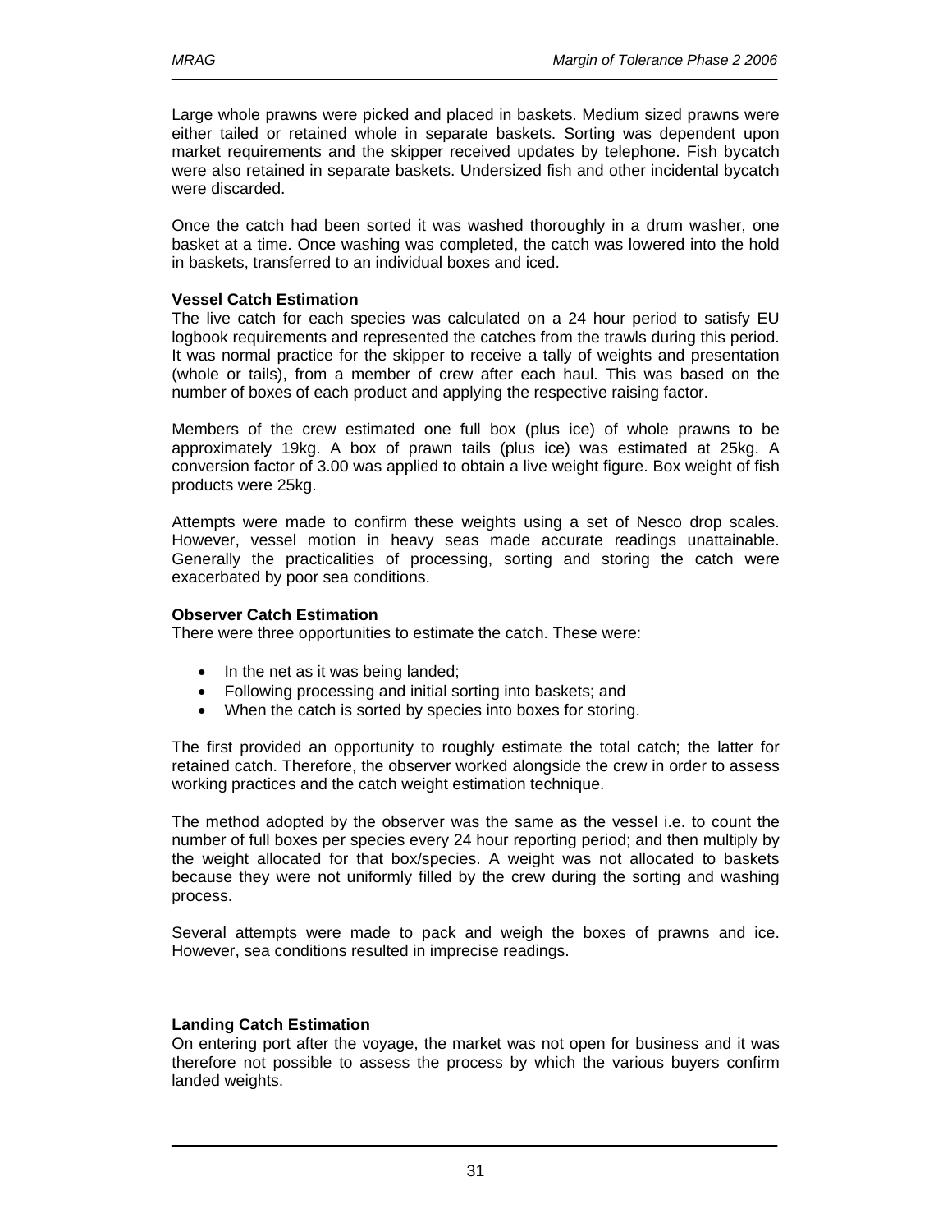Large whole prawns were picked and placed in baskets. Medium sized prawns were either tailed or retained whole in separate baskets. Sorting was dependent upon market requirements and the skipper received updates by telephone. Fish bycatch were also retained in separate baskets. Undersized fish and other incidental bycatch were discarded.

Once the catch had been sorted it was washed thoroughly in a drum washer, one basket at a time. Once washing was completed, the catch was lowered into the hold in baskets, transferred to an individual boxes and iced.

**Vessel Catch Estimation**

The live catch for each species was calculated on a 24 hour period to satisfy EU logbook requirements and represented the catches from the trawls during this period. It was normal practice for the skipper to receive a tally of weights and presentation (whole or tails), from a member of crew after each haul. This was based on the number of boxes of each product and applying the respective raising factor.

Members of the crew estimated one full box (plus ice) of whole prawns to be approximately 19kg. A box of prawn tails (plus ice) was estimated at 25kg. A conversion factor of 3.00 was applied to obtain a live weight figure. Box weight of fish products were 25kg.

Attempts were made to confirm these weights using a set of Nesco drop scales. However, vessel motion in heavy seas made accurate readings unattainable. Generally the practicalities of processing, sorting and storing the catch were exacerbated by poor sea conditions.

**Observer Catch Estimation**

There were three opportunities to estimate the catch. These were:

- In the net as it was being landed;
- Following processing and initial sorting into baskets; and
- When the catch is sorted by species into boxes for storing.

The first provided an opportunity to roughly estimate the total catch; the latter for retained catch. Therefore, the observer worked alongside the crew in order to assess working practices and the catch weight estimation technique.

The method adopted by the observer was the same as the vessel i.e. to count the number of full boxes per species every 24 hour reporting period; and then multiply by the weight allocated for that box/species. A weight was not allocated to baskets because they were not uniformly filled by the crew during the sorting and washing process.

Several attempts were made to pack and weigh the boxes of prawns and ice. However, sea conditions resulted in imprecise readings.

**Landing Catch Estimation**

On entering port after the voyage, the market was not open for business and it was therefore not possible to assess the process by which the various buyers confirm landed weights.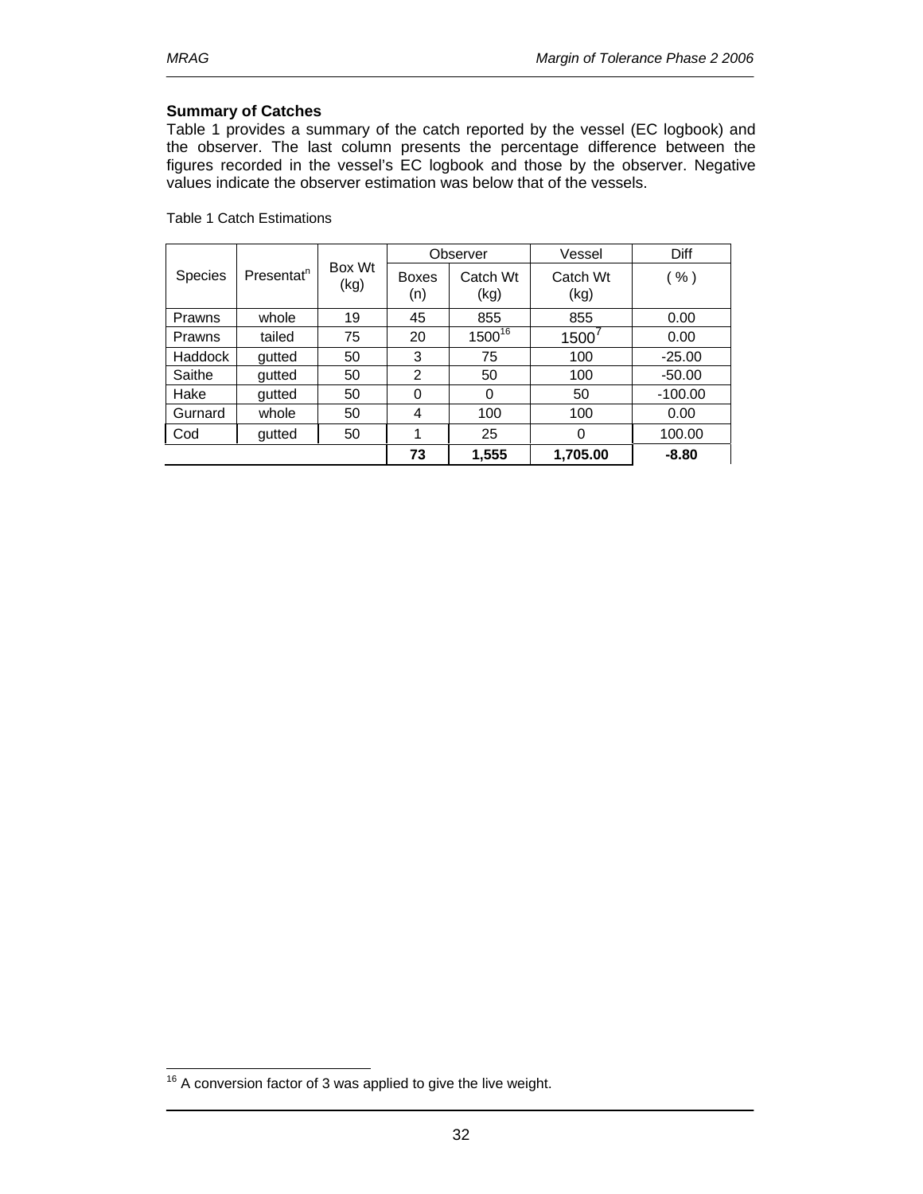**Summary of Catches**

Table 1 provides a summary of the catch reported by the vessel (EC logbook) and the observer. The last column presents the percentage difference between the figures recorded in the vessel's EC logbook and those by the observer. Negative values indicate the observer estimation was below that of the vessels.

Table 1 Catch Estimations

| Species | Presentat[n] | Box Wt (kg) | Observer | | Vessel | Diff |
|---|---|---|---|---|---|---|
| | | | Boxes (n) | Catch Wt (kg) | Catch Wt (kg) | ( % ) |
| Prawns | whole | 19 | 45 | 855 | 855 | 0.00 |
| Prawns | tailed | 75 | 20 | 1500[16] | 1500[7] | 0.00 |
| Haddock | gutted | 50 | 3 | 75 | 100 | -25.00 |
| Saithe | gutted | 50 | 2 | 50 | 100 | -50.00 |
| Hake | gutted | 50 | 0 | 0 | 50 | -100.00 |
| Gurnard | whole | 50 | 4 | 100 | 100 | 0.00 |
| Cod | gutted | 50 | 1 | 25 | 0 | 100.00 |
| | | | **73** | **1,555** | **1,705.00** | **-8.80** |

[16] A conversion factor of 3 was applied to give the live weight.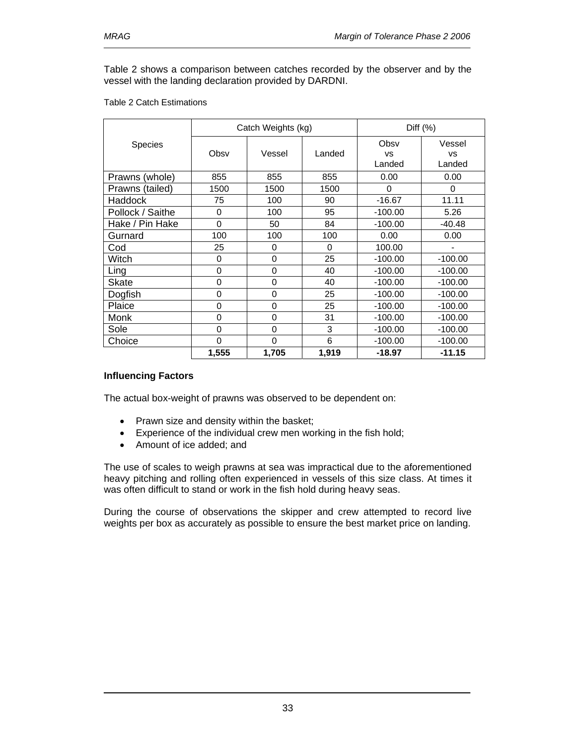Table 2 shows a comparison between catches recorded by the observer and by the vessel with the landing declaration provided by DARDNI.

Table 2 Catch Estimations

| Species | Catch Weights (kg) | | | Diff (%) | |
|---|---|---|---|---|---|
| | Obsv | Vessel | Landed | Obsv vs Landed | Vessel vs Landed |
| Prawns (whole) | 855 | 855 | 855 | 0.00 | 0.00 |
| Prawns (tailed) | 1500 | 1500 | 1500 | 0 | 0 |
| Haddock | 75 | 100 | 90 | -16.67 | 11.11 |
| Pollock / Saithe | 0 | 100 | 95 | -100.00 | 5.26 |
| Hake / Pin Hake | 0 | 50 | 84 | -100.00 | -40.48 |
| Gurnard | 100 | 100 | 100 | 0.00 | 0.00 |
| Cod | 25 | 0 | 0 | 100.00 | - |
| Witch | 0 | 0 | 25 | -100.00 | -100.00 |
| Ling | 0 | 0 | 40 | -100.00 | -100.00 |
| Skate | 0 | 0 | 40 | -100.00 | -100.00 |
| Dogfish | 0 | 0 | 25 | -100.00 | -100.00 |
| Plaice | 0 | 0 | 25 | -100.00 | -100.00 |
| Monk | 0 | 0 | 31 | -100.00 | -100.00 |
| Sole | 0 | 0 | 3 | -100.00 | -100.00 |
| Choice | 0 | 0 | 6 | -100.00 | -100.00 |
| | **1,555** | **1,705** | **1,919** | **-18.97** | **-11.15** |

**Influencing Factors**

The actual box-weight of prawns was observed to be dependent on:

- Prawn size and density within the basket;
- Experience of the individual crew men working in the fish hold;
- Amount of ice added; and

The use of scales to weigh prawns at sea was impractical due to the aforementioned heavy pitching and rolling often experienced in vessels of this size class. At times it was often difficult to stand or work in the fish hold during heavy seas.

During the course of observations the skipper and crew attempted to record live weights per box as accurately as possible to ensure the best market price on landing.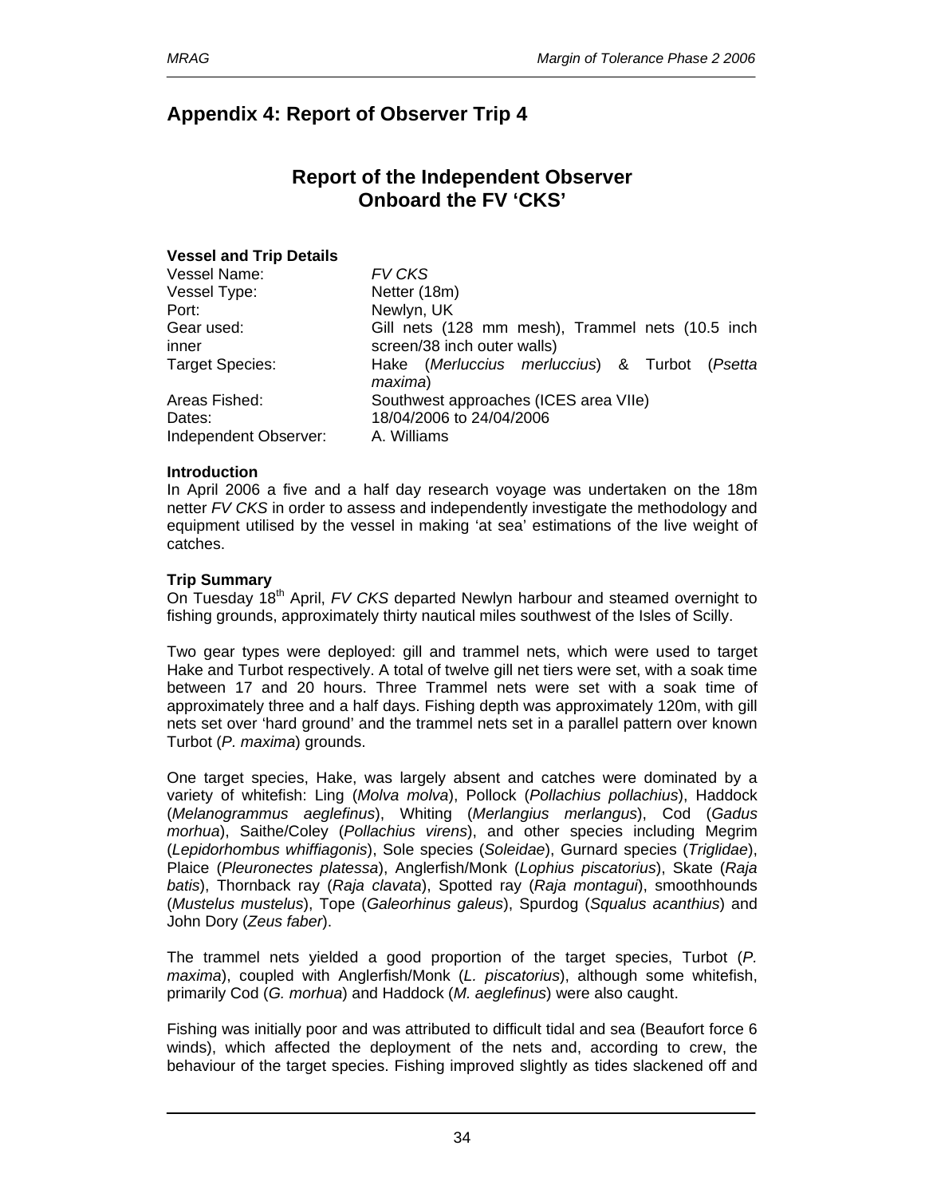# Appendix 4: Report of Observer Trip 4

## Report of the Independent Observer Onboard the FV 'CKS'

**Vessel and Trip Details**

| | |
|---|---|
| Vessel Name: | *FV CKS* |
| Vessel Type: | Netter (18m) |
| Port: | Newlyn, UK |
| Gear used: inner | Gill nets (128 mm mesh), Trammel nets (10.5 inch screen/38 inch outer walls) |
| Target Species: | Hake (*Merluccius merluccius*) & Turbot (*Psetta maxima*) |
| Areas Fished: | Southwest approaches (ICES area VIIe) |
| Dates: | 18/04/2006 to 24/04/2006 |
| Independent Observer: | A. Williams |

**Introduction**

In April 2006 a five and a half day research voyage was undertaken on the 18m netter *FV CKS* in order to assess and independently investigate the methodology and equipment utilised by the vessel in making 'at sea' estimations of the live weight of catches.

**Trip Summary**

On Tuesday 18th April, *FV CKS* departed Newlyn harbour and steamed overnight to fishing grounds, approximately thirty nautical miles southwest of the Isles of Scilly.

Two gear types were deployed: gill and trammel nets, which were used to target Hake and Turbot respectively. A total of twelve gill net tiers were set, with a soak time between 17 and 20 hours. Three Trammel nets were set with a soak time of approximately three and a half days. Fishing depth was approximately 120m, with gill nets set over 'hard ground' and the trammel nets set in a parallel pattern over known Turbot (*P. maxima*) grounds.

One target species, Hake, was largely absent and catches were dominated by a variety of whitefish: Ling (*Molva molva*), Pollock (*Pollachius pollachius*), Haddock (*Melanogrammus aeglefinus*), Whiting (*Merlangius merlangus*), Cod (*Gadus morhua*), Saithe/Coley (*Pollachius virens*), and other species including Megrim (*Lepidorhombus whiffiagonis*), Sole species (*Soleidae*), Gurnard species (*Triglidae*), Plaice (*Pleuronectes platessa*), Anglerfish/Monk (*Lophius piscatorius*), Skate (*Raja batis*), Thornback ray (*Raja clavata*), Spotted ray (*Raja montagui*), smoothhounds (*Mustelus mustelus*), Tope (*Galeorhinus galeus*), Spurdog (*Squalus acanthius*) and John Dory (*Zeus faber*).

The trammel nets yielded a good proportion of the target species, Turbot (*P. maxima*), coupled with Anglerfish/Monk (*L. piscatorius*), although some whitefish, primarily Cod (*G. morhua*) and Haddock (*M. aeglefinus*) were also caught.

Fishing was initially poor and was attributed to difficult tidal and sea (Beaufort force 6 winds), which affected the deployment of the nets and, according to crew, the behaviour of the target species. Fishing improved slightly as tides slackened off and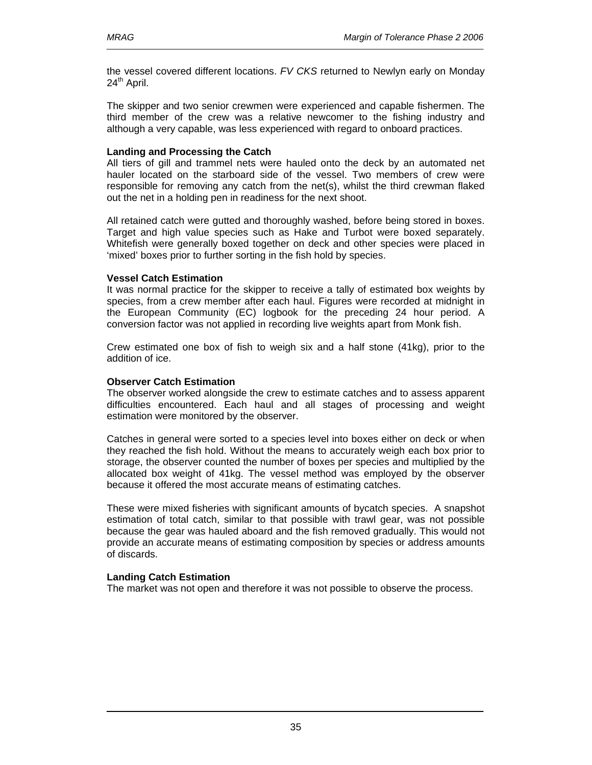the vessel covered different locations. *FV CKS* returned to Newlyn early on Monday 24th April.

The skipper and two senior crewmen were experienced and capable fishermen. The third member of the crew was a relative newcomer to the fishing industry and although a very capable, was less experienced with regard to onboard practices.

**Landing and Processing the Catch**

All tiers of gill and trammel nets were hauled onto the deck by an automated net hauler located on the starboard side of the vessel. Two members of crew were responsible for removing any catch from the net(s), whilst the third crewman flaked out the net in a holding pen in readiness for the next shoot.

All retained catch were gutted and thoroughly washed, before being stored in boxes. Target and high value species such as Hake and Turbot were boxed separately. Whitefish were generally boxed together on deck and other species were placed in 'mixed' boxes prior to further sorting in the fish hold by species.

**Vessel Catch Estimation**

It was normal practice for the skipper to receive a tally of estimated box weights by species, from a crew member after each haul. Figures were recorded at midnight in the European Community (EC) logbook for the preceding 24 hour period. A conversion factor was not applied in recording live weights apart from Monk fish.

Crew estimated one box of fish to weigh six and a half stone (41kg), prior to the addition of ice.

**Observer Catch Estimation**

The observer worked alongside the crew to estimate catches and to assess apparent difficulties encountered. Each haul and all stages of processing and weight estimation were monitored by the observer.

Catches in general were sorted to a species level into boxes either on deck or when they reached the fish hold. Without the means to accurately weigh each box prior to storage, the observer counted the number of boxes per species and multiplied by the allocated box weight of 41kg. The vessel method was employed by the observer because it offered the most accurate means of estimating catches.

These were mixed fisheries with significant amounts of bycatch species. A snapshot estimation of total catch, similar to that possible with trawl gear, was not possible because the gear was hauled aboard and the fish removed gradually. This would not provide an accurate means of estimating composition by species or address amounts of discards.

**Landing Catch Estimation**

The market was not open and therefore it was not possible to observe the process.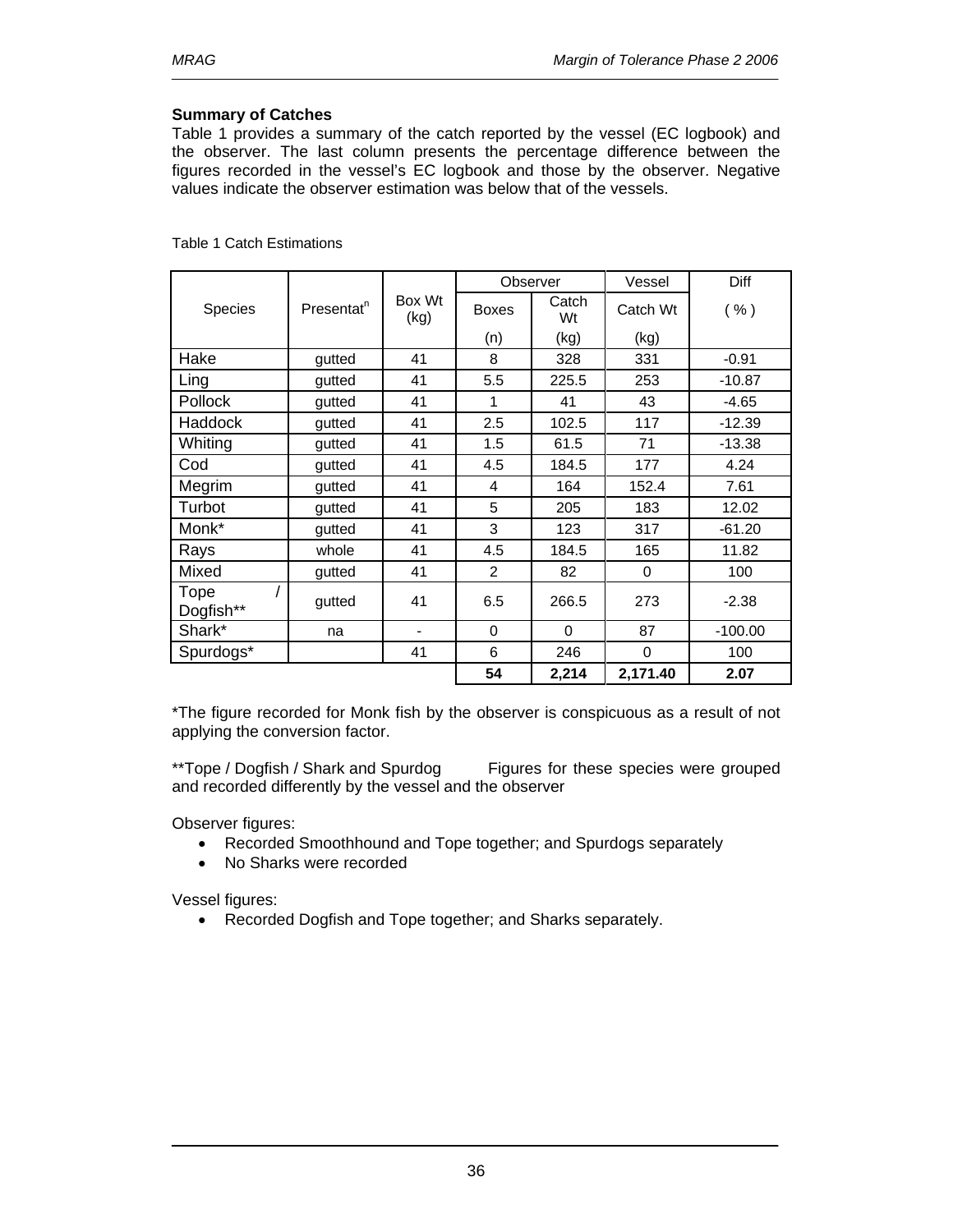**Summary of Catches**

Table 1 provides a summary of the catch reported by the vessel (EC logbook) and the observer. The last column presents the percentage difference between the figures recorded in the vessel's EC logbook and those by the observer. Negative values indicate the observer estimation was below that of the vessels.

Table 1 Catch Estimations

| Species | Presentat$^{n}$ | Box Wt (kg) | Observer | | Vessel | Diff |
|---|---|---|---|---|---|---|
| | | | Boxes (n) | Catch Wt (kg) | Catch Wt (kg) | ( % ) |
| Hake | gutted | 41 | 8 | 328 | 331 | -0.91 |
| Ling | gutted | 41 | 5.5 | 225.5 | 253 | -10.87 |
| Pollock | gutted | 41 | 1 | 41 | 43 | -4.65 |
| Haddock | gutted | 41 | 2.5 | 102.5 | 117 | -12.39 |
| Whiting | gutted | 41 | 1.5 | 61.5 | 71 | -13.38 |
| Cod | gutted | 41 | 4.5 | 184.5 | 177 | 4.24 |
| Megrim | gutted | 41 | 4 | 164 | 152.4 | 7.61 |
| Turbot | gutted | 41 | 5 | 205 | 183 | 12.02 |
| Monk* | gutted | 41 | 3 | 123 | 317 | -61.20 |
| Rays | whole | 41 | 4.5 | 184.5 | 165 | 11.82 |
| Mixed | gutted | 41 | 2 | 82 | 0 | 100 |
| Tope / Dogfish** | gutted | 41 | 6.5 | 266.5 | 273 | -2.38 |
| Shark* | na | - | 0 | 0 | 87 | -100.00 |
| Spurdogs* | | 41 | 6 | 246 | 0 | 100 |
| | | | **54** | **2,214** | **2,171.40** | **2.07** |

*The figure recorded for Monk fish by the observer is conspicuous as a result of not applying the conversion factor.

**Tope / Dogfish / Shark and Spurdog    Figures for these species were grouped and recorded differently by the vessel and the observer

Observer figures:

- Recorded Smoothhound and Tope together; and Spurdogs separately
- No Sharks were recorded

Vessel figures:

- Recorded Dogfish and Tope together; and Sharks separately.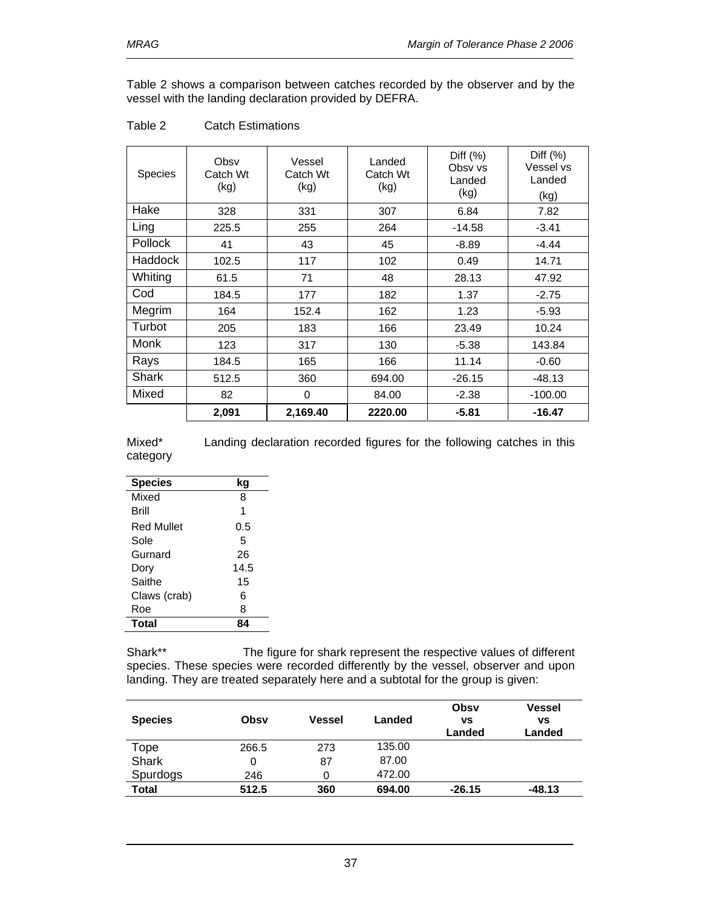Table 2 shows a comparison between catches recorded by the observer and by the vessel with the landing declaration provided by DEFRA.

Table 2 Catch Estimations

| Species | Obsv Catch Wt (kg) | Vessel Catch Wt (kg) | Landed Catch Wt (kg) | Diff (%) Obsv vs Landed (kg) | Diff (%) Vessel vs Landed (kg) |
|---|---|---|---|---|---|
| Hake | 328 | 331 | 307 | 6.84 | 7.82 |
| Ling | 225.5 | 255 | 264 | -14.58 | -3.41 |
| Pollock | 41 | 43 | 45 | -8.89 | -4.44 |
| Haddock | 102.5 | 117 | 102 | 0.49 | 14.71 |
| Whiting | 61.5 | 71 | 48 | 28.13 | 47.92 |
| Cod | 184.5 | 177 | 182 | 1.37 | -2.75 |
| Megrim | 164 | 152.4 | 162 | 1.23 | -5.93 |
| Turbot | 205 | 183 | 166 | 23.49 | 10.24 |
| Monk | 123 | 317 | 130 | -5.38 | 143.84 |
| Rays | 184.5 | 165 | 166 | 11.14 | -0.60 |
| Shark | 512.5 | 360 | 694.00 | -26.15 | -48.13 |
| Mixed | 82 | 0 | 84.00 | -2.38 | -100.00 |
| | **2,091** | **2,169.40** | **2220.00** | **-5.81** | **-16.47** |

Mixed* category Landing declaration recorded figures for the following catches in this category

| Species | kg |
|---|---|
| Mixed | 8 |
| Brill | 1 |
| Red Mullet | 0.5 |
| Sole | 5 |
| Gurnard | 26 |
| Dory | 14.5 |
| Saithe | 15 |
| Claws (crab) | 6 |
| Roe | 8 |
| **Total** | **84** |

Shark** The figure for shark represent the respective values of different species. These species were recorded differently by the vessel, observer and upon landing. They are treated separately here and a subtotal for the group is given:

| Species | Obsv | Vessel | Landed | Obsv vs Landed | Vessel vs Landed |
|---|---|---|---|---|---|
| Tope | 266.5 | 273 | 135.00 | | |
| Shark | 0 | 87 | 87.00 | | |
| Spurdogs | 246 | 0 | 472.00 | | |
| **Total** | **512.5** | **360** | **694.00** | **-26.15** | **-48.13** |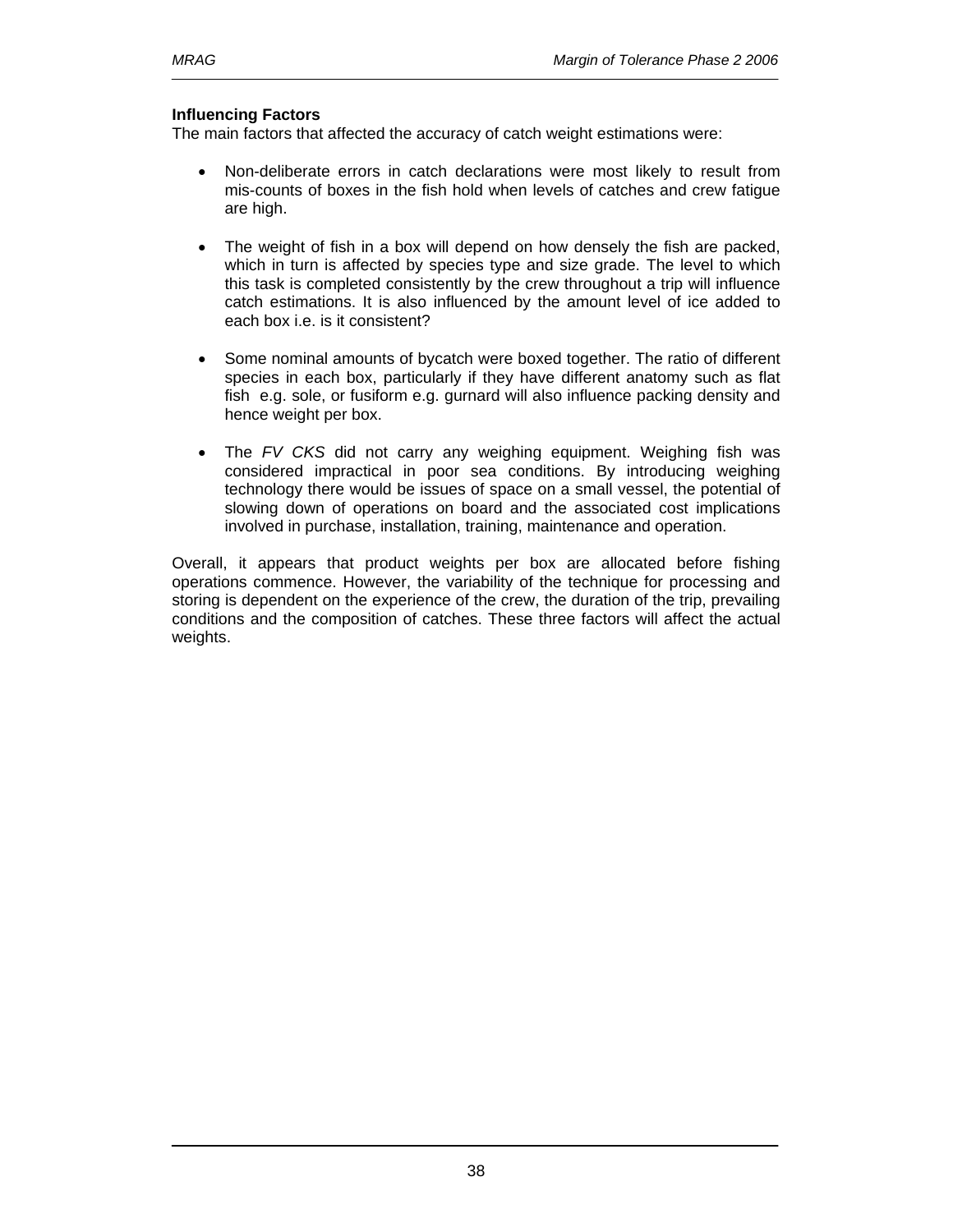**Influencing Factors**

The main factors that affected the accuracy of catch weight estimations were:

- Non-deliberate errors in catch declarations were most likely to result from mis-counts of boxes in the fish hold when levels of catches and crew fatigue are high.

- The weight of fish in a box will depend on how densely the fish are packed, which in turn is affected by species type and size grade. The level to which this task is completed consistently by the crew throughout a trip will influence catch estimations. It is also influenced by the amount level of ice added to each box i.e. is it consistent?

- Some nominal amounts of bycatch were boxed together. The ratio of different species in each box, particularly if they have different anatomy such as flat fish e.g. sole, or fusiform e.g. gurnard will also influence packing density and hence weight per box.

- The *FV CKS* did not carry any weighing equipment. Weighing fish was considered impractical in poor sea conditions. By introducing weighing technology there would be issues of space on a small vessel, the potential of slowing down of operations on board and the associated cost implications involved in purchase, installation, training, maintenance and operation.

Overall, it appears that product weights per box are allocated before fishing operations commence. However, the variability of the technique for processing and storing is dependent on the experience of the crew, the duration of the trip, prevailing conditions and the composition of catches. These three factors will affect the actual weights.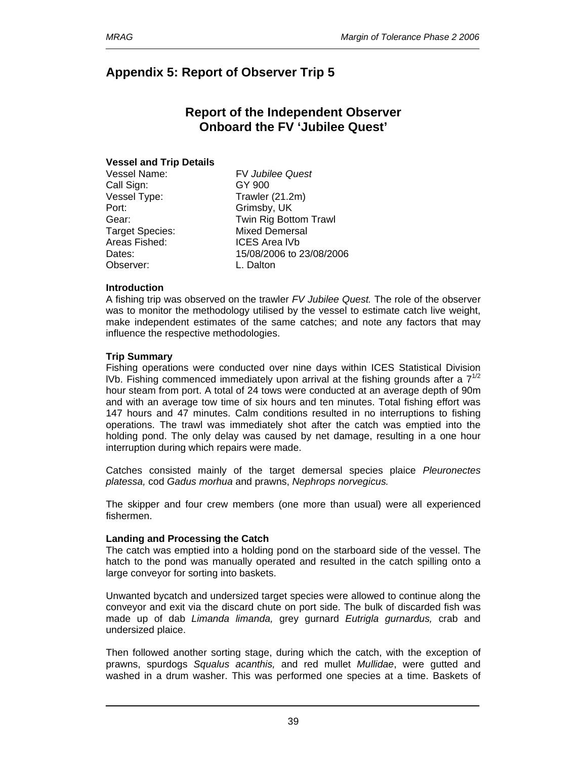# Appendix 5: Report of Observer Trip 5

## Report of the Independent Observer Onboard the FV 'Jubilee Quest'

**Vessel and Trip Details**

| | |
|---|---|
| Vessel Name: | FV *Jubilee Quest* |
| Call Sign: | GY 900 |
| Vessel Type: | Trawler (21.2m) |
| Port: | Grimsby, UK |
| Gear: | Twin Rig Bottom Trawl |
| Target Species: | Mixed Demersal |
| Areas Fished: | ICES Area IVb |
| Dates: | 15/08/2006 to 23/08/2006 |
| Observer: | L. Dalton |

**Introduction**

A fishing trip was observed on the trawler *FV Jubilee Quest.* The role of the observer was to monitor the methodology utilised by the vessel to estimate catch live weight, make independent estimates of the same catches; and note any factors that may influence the respective methodologies.

**Trip Summary**

Fishing operations were conducted over nine days within ICES Statistical Division IVb. Fishing commenced immediately upon arrival at the fishing grounds after a $7^{1/2}$ hour steam from port. A total of 24 tows were conducted at an average depth of 90m and with an average tow time of six hours and ten minutes. Total fishing effort was 147 hours and 47 minutes. Calm conditions resulted in no interruptions to fishing operations. The trawl was immediately shot after the catch was emptied into the holding pond. The only delay was caused by net damage, resulting in a one hour interruption during which repairs were made.

Catches consisted mainly of the target demersal species plaice *Pleuronectes platessa,* cod *Gadus morhua* and prawns, *Nephrops norvegicus.*

The skipper and four crew members (one more than usual) were all experienced fishermen.

**Landing and Processing the Catch**

The catch was emptied into a holding pond on the starboard side of the vessel. The hatch to the pond was manually operated and resulted in the catch spilling onto a large conveyor for sorting into baskets.

Unwanted bycatch and undersized target species were allowed to continue along the conveyor and exit via the discard chute on port side. The bulk of discarded fish was made up of dab *Limanda limanda,* grey gurnard *Eutrigla gurnardus,* crab and undersized plaice.

Then followed another sorting stage, during which the catch, with the exception of prawns, spurdogs *Squalus acanthis,* and red mullet *Mullidae*, were gutted and washed in a drum washer. This was performed one species at a time. Baskets of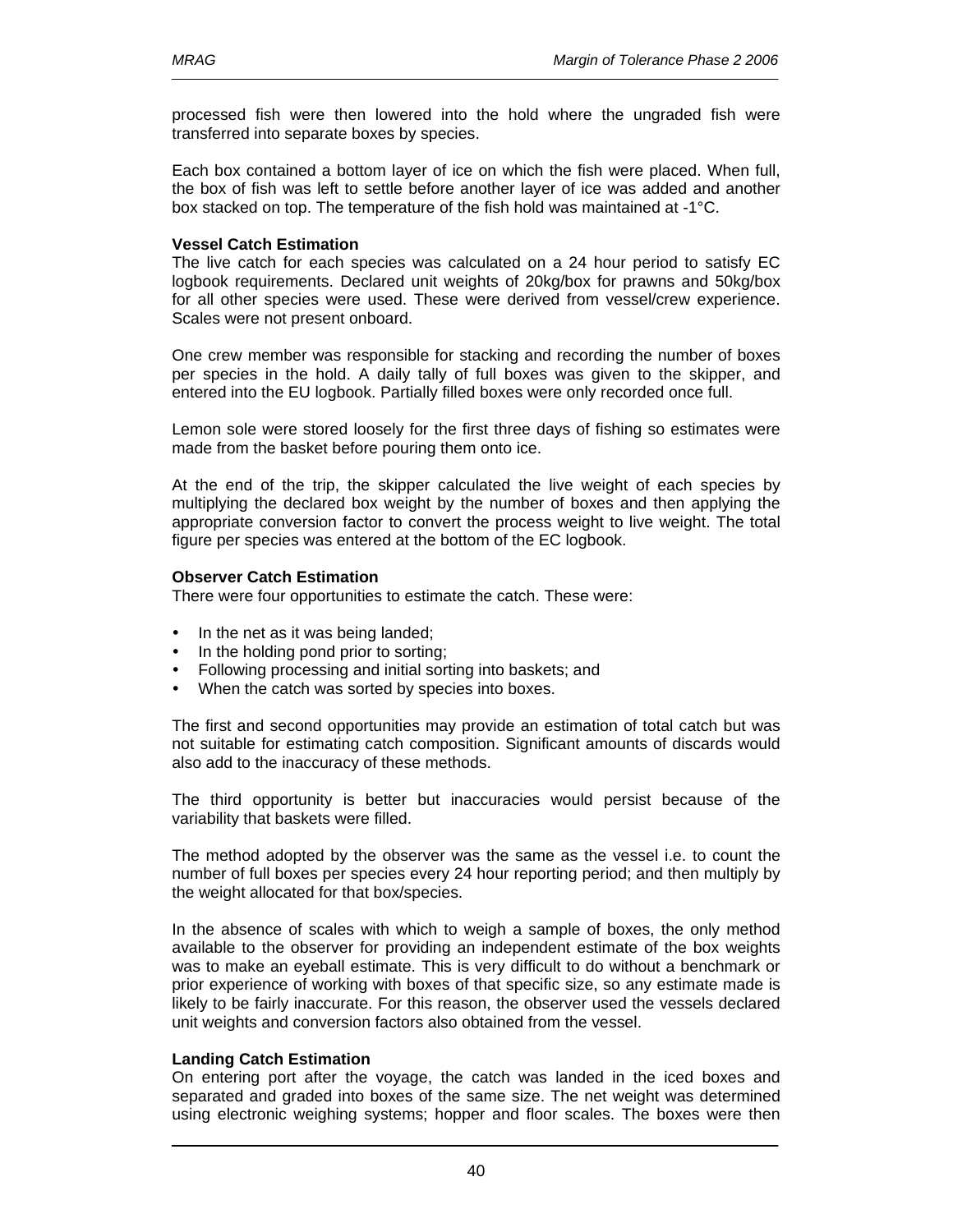processed fish were then lowered into the hold where the ungraded fish were transferred into separate boxes by species.

Each box contained a bottom layer of ice on which the fish were placed. When full, the box of fish was left to settle before another layer of ice was added and another box stacked on top. The temperature of the fish hold was maintained at -1°C.

**Vessel Catch Estimation**

The live catch for each species was calculated on a 24 hour period to satisfy EC logbook requirements. Declared unit weights of 20kg/box for prawns and 50kg/box for all other species were used. These were derived from vessel/crew experience. Scales were not present onboard.

One crew member was responsible for stacking and recording the number of boxes per species in the hold. A daily tally of full boxes was given to the skipper, and entered into the EU logbook. Partially filled boxes were only recorded once full.

Lemon sole were stored loosely for the first three days of fishing so estimates were made from the basket before pouring them onto ice.

At the end of the trip, the skipper calculated the live weight of each species by multiplying the declared box weight by the number of boxes and then applying the appropriate conversion factor to convert the process weight to live weight. The total figure per species was entered at the bottom of the EC logbook.

**Observer Catch Estimation**

There were four opportunities to estimate the catch. These were:

- In the net as it was being landed;
- In the holding pond prior to sorting;
- Following processing and initial sorting into baskets; and
- When the catch was sorted by species into boxes.

The first and second opportunities may provide an estimation of total catch but was not suitable for estimating catch composition. Significant amounts of discards would also add to the inaccuracy of these methods.

The third opportunity is better but inaccuracies would persist because of the variability that baskets were filled.

The method adopted by the observer was the same as the vessel i.e. to count the number of full boxes per species every 24 hour reporting period; and then multiply by the weight allocated for that box/species.

In the absence of scales with which to weigh a sample of boxes, the only method available to the observer for providing an independent estimate of the box weights was to make an eyeball estimate. This is very difficult to do without a benchmark or prior experience of working with boxes of that specific size, so any estimate made is likely to be fairly inaccurate. For this reason, the observer used the vessels declared unit weights and conversion factors also obtained from the vessel.

**Landing Catch Estimation**

On entering port after the voyage, the catch was landed in the iced boxes and separated and graded into boxes of the same size. The net weight was determined using electronic weighing systems; hopper and floor scales. The boxes were then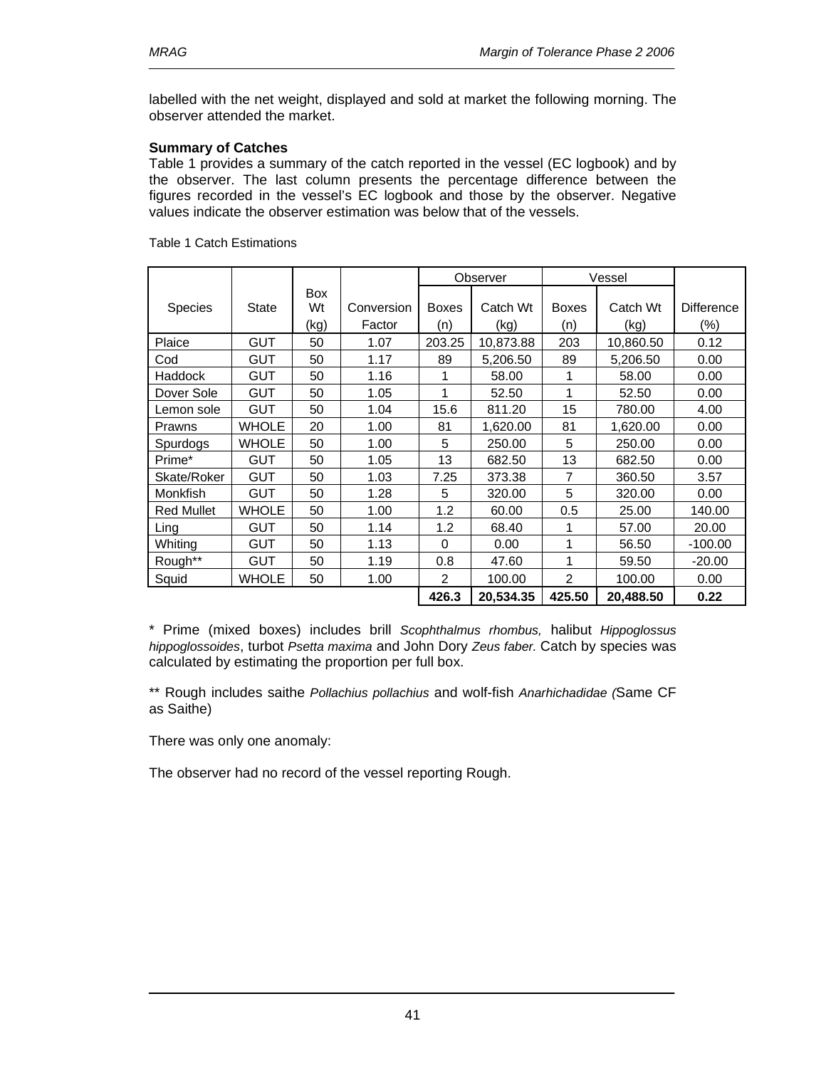labelled with the net weight, displayed and sold at market the following morning. The observer attended the market.

**Summary of Catches**

Table 1 provides a summary of the catch reported in the vessel (EC logbook) and by the observer. The last column presents the percentage difference between the figures recorded in the vessel's EC logbook and those by the observer. Negative values indicate the observer estimation was below that of the vessels.

Table 1 Catch Estimations

| | | | | Observer | | Vessel | | |
|---|---|---|---|---|---|---|---|---|
| Species | State | Box Wt (kg) | Conversion Factor | Boxes (n) | Catch Wt (kg) | Boxes (n) | Catch Wt (kg) | Difference (%) |
| Plaice | GUT | 50 | 1.07 | 203.25 | 10,873.88 | 203 | 10,860.50 | 0.12 |
| Cod | GUT | 50 | 1.17 | 89 | 5,206.50 | 89 | 5,206.50 | 0.00 |
| Haddock | GUT | 50 | 1.16 | 1 | 58.00 | 1 | 58.00 | 0.00 |
| Dover Sole | GUT | 50 | 1.05 | 1 | 52.50 | 1 | 52.50 | 0.00 |
| Lemon sole | GUT | 50 | 1.04 | 15.6 | 811.20 | 15 | 780.00 | 4.00 |
| Prawns | WHOLE | 20 | 1.00 | 81 | 1,620.00 | 81 | 1,620.00 | 0.00 |
| Spurdogs | WHOLE | 50 | 1.00 | 5 | 250.00 | 5 | 250.00 | 0.00 |
| Prime* | GUT | 50 | 1.05 | 13 | 682.50 | 13 | 682.50 | 0.00 |
| Skate/Roker | GUT | 50 | 1.03 | 7.25 | 373.38 | 7 | 360.50 | 3.57 |
| Monkfish | GUT | 50 | 1.28 | 5 | 320.00 | 5 | 320.00 | 0.00 |
| Red Mullet | WHOLE | 50 | 1.00 | 1.2 | 60.00 | 0.5 | 25.00 | 140.00 |
| Ling | GUT | 50 | 1.14 | 1.2 | 68.40 | 1 | 57.00 | 20.00 |
| Whiting | GUT | 50 | 1.13 | 0 | 0.00 | 1 | 56.50 | -100.00 |
| Rough** | GUT | 50 | 1.19 | 0.8 | 47.60 | 1 | 59.50 | -20.00 |
| Squid | WHOLE | 50 | 1.00 | 2 | 100.00 | 2 | 100.00 | 0.00 |
| | | | | **426.3** | **20,534.35** | **425.50** | **20,488.50** | **0.22** |

\* Prime (mixed boxes) includes brill *Scophthalmus rhombus,* halibut *Hippoglossus hippoglossoides*, turbot *Psetta maxima* and John Dory *Zeus faber.* Catch by species was calculated by estimating the proportion per full box.

** Rough includes saithe *Pollachius pollachius* and wolf-fish *Anarhichadidae (*Same CF as Saithe)

There was only one anomaly:

The observer had no record of the vessel reporting Rough.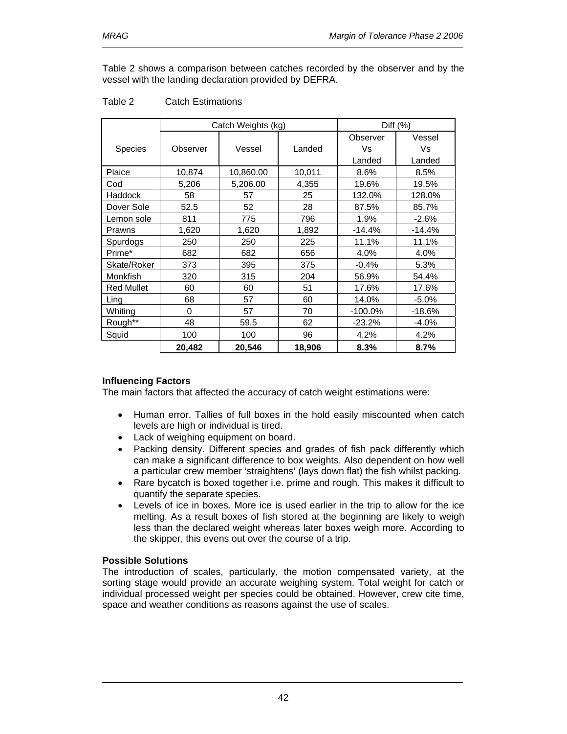Table 2 shows a comparison between catches recorded by the observer and by the vessel with the landing declaration provided by DEFRA.

Table 2 Catch Estimations

| Species | Catch Weights (kg) | | | Diff (%) | |
|---|---|---|---|---|---|
| | Observer | Vessel | Landed | Observer Vs Landed | Vessel Vs Landed |
| Plaice | 10,874 | 10,860.00 | 10,011 | 8.6% | 8.5% |
| Cod | 5,206 | 5,206.00 | 4,355 | 19.6% | 19.5% |
| Haddock | 58 | 57 | 25 | 132.0% | 128.0% |
| Dover Sole | 52.5 | 52 | 28 | 87.5% | 85.7% |
| Lemon sole | 811 | 775 | 796 | 1.9% | -2.6% |
| Prawns | 1,620 | 1,620 | 1,892 | -14.4% | -14.4% |
| Spurdogs | 250 | 250 | 225 | 11.1% | 11.1% |
| Prime* | 682 | 682 | 656 | 4.0% | 4.0% |
| Skate/Roker | 373 | 395 | 375 | -0.4% | 5.3% |
| Monkfish | 320 | 315 | 204 | 56.9% | 54.4% |
| Red Mullet | 60 | 60 | 51 | 17.6% | 17.6% |
| Ling | 68 | 57 | 60 | 14.0% | -5.0% |
| Whiting | 0 | 57 | 70 | -100.0% | -18.6% |
| Rough** | 48 | 59.5 | 62 | -23.2% | -4.0% |
| Squid | 100 | 100 | 96 | 4.2% | 4.2% |
| | **20,482** | **20,546** | **18,906** | **8.3%** | **8.7%** |

**Influencing Factors**

The main factors that affected the accuracy of catch weight estimations were:

- Human error. Tallies of full boxes in the hold easily miscounted when catch levels are high or individual is tired.
- Lack of weighing equipment on board.
- Packing density. Different species and grades of fish pack differently which can make a significant difference to box weights. Also dependent on how well a particular crew member 'straightens' (lays down flat) the fish whilst packing.
- Rare bycatch is boxed together i.e. prime and rough. This makes it difficult to quantify the separate species.
- Levels of ice in boxes. More ice is used earlier in the trip to allow for the ice melting. As a result boxes of fish stored at the beginning are likely to weigh less than the declared weight whereas later boxes weigh more. According to the skipper, this evens out over the course of a trip.

**Possible Solutions**

The introduction of scales, particularly, the motion compensated variety, at the sorting stage would provide an accurate weighing system. Total weight for catch or individual processed weight per species could be obtained. However, crew cite time, space and weather conditions as reasons against the use of scales.